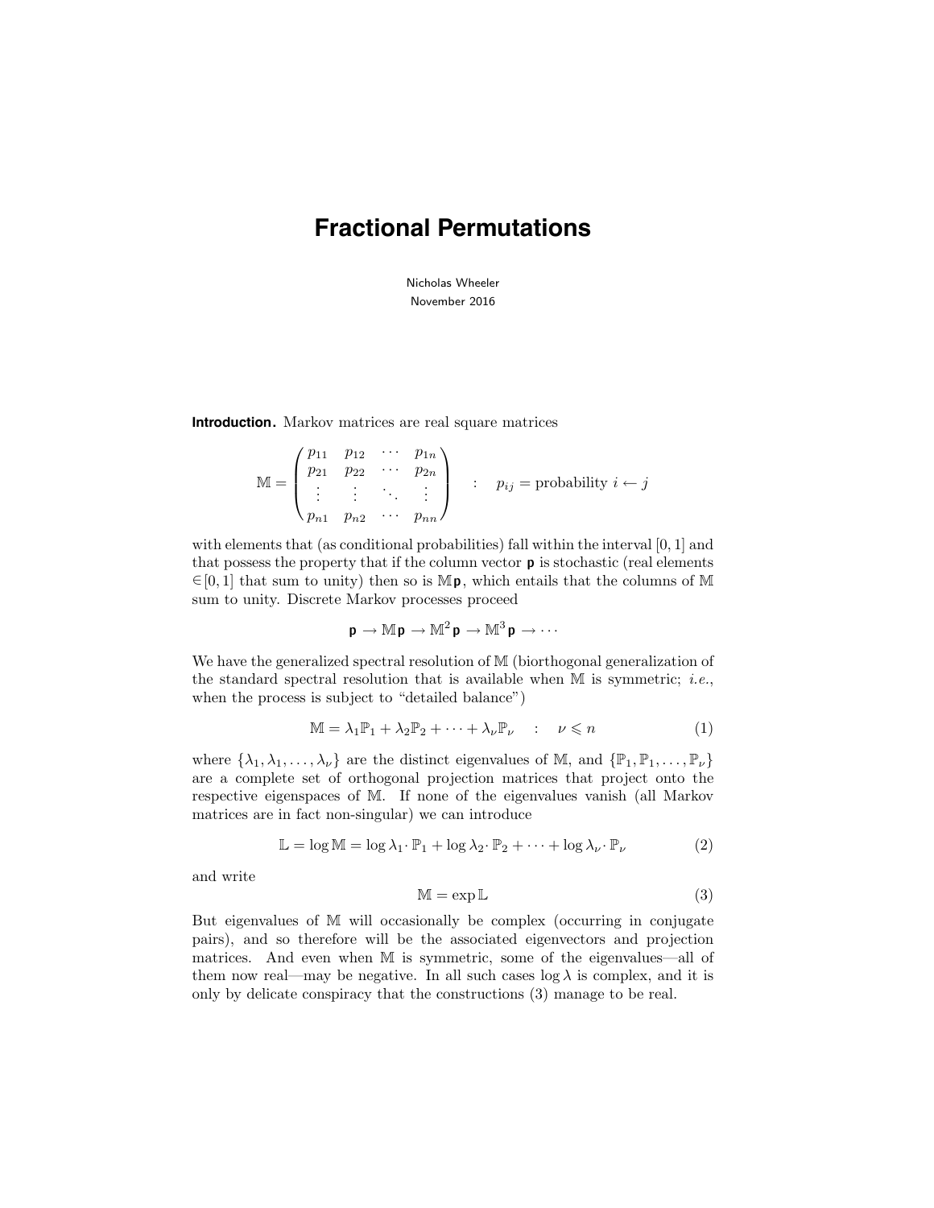# Fractional Permutations

Nicholas Wheeler
November 2016

**Introduction.** Markov matrices are real square matrices

$$\mathbb{M} = \begin{pmatrix} p_{11} & p_{12} & \cdots & p_{1n} \\ p_{21} & p_{22} & \cdots & p_{2n} \\ \vdots & \vdots & \ddots & \vdots \\ p_{n1} & p_{n2} & \cdots & p_{nn} \end{pmatrix} \quad : \quad p_{ij} = \text{probability } i \leftarrow j$$

with elements that (as conditional probabilities) fall within the interval $[0,1]$ and that possess the property that if the column vector $\mathbf{p}$ is stochastic (real elements $\in [0,1]$ that sum to unity) then so is $\mathbb{M}\mathbf{p}$, which entails that the columns of $\mathbb{M}$ sum to unity. Discrete Markov processes proceed

$$\mathbf{p} \rightarrow \mathbb{M}\mathbf{p} \rightarrow \mathbb{M}^2\mathbf{p} \rightarrow \mathbb{M}^3\mathbf{p} \rightarrow \cdots$$

We have the generalized spectral resolution of $\mathbb{M}$ (biorthogonal generalization of the standard spectral resolution that is available when $\mathbb{M}$ is symmetric; *i.e.*, when the process is subject to "detailed balance")

$$\mathbb{M} = \lambda_1\mathbb{P}_1 + \lambda_2\mathbb{P}_2 + \cdots + \lambda_\nu\mathbb{P}_\nu \quad : \quad \nu \leqslant n \tag{1}$$

where $\{\lambda_1, \lambda_1, \ldots, \lambda_\nu\}$ are the distinct eigenvalues of $\mathbb{M}$, and $\{\mathbb{P}_1, \mathbb{P}_1, \ldots, \mathbb{P}_\nu\}$ are a complete set of orthogonal projection matrices that project onto the respective eigenspaces of $\mathbb{M}$. If none of the eigenvalues vanish (all Markov matrices are in fact non-singular) we can introduce

$$\mathbb{L} = \log\mathbb{M} = \log\lambda_1\cdot\mathbb{P}_1 + \log\lambda_2\cdot\mathbb{P}_2 + \cdots + \log\lambda_\nu\cdot\mathbb{P}_\nu \tag{2}$$

and write

$$\mathbb{M} = \exp\mathbb{L} \tag{3}$$

But eigenvalues of $\mathbb{M}$ will occasionally be complex (occurring in conjugate pairs), and so therefore will be the associated eigenvectors and projection matrices. And even when $\mathbb{M}$ is symmetric, some of the eigenvalues—all of them now real—may be negative. In all such cases $\log\lambda$ is complex, and it is only by delicate conspiracy that the constructions (3) manage to be real.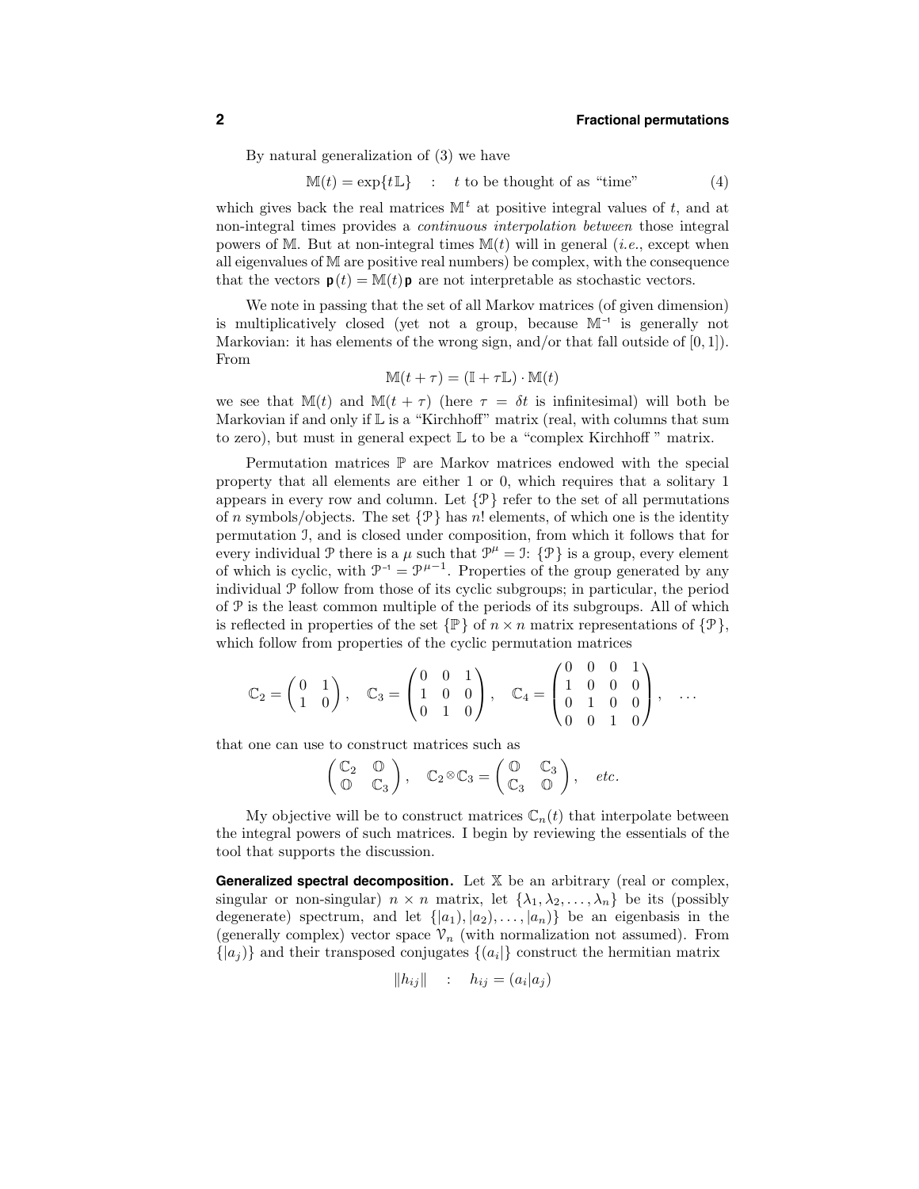By natural generalization of (3) we have

$$\mathbb{M}(t) = \exp\{t\mathbb{L}\} \quad : \quad t \text{ to be thought of as "time"} \tag{4}$$

which gives back the real matrices $\mathbb{M}^t$ at positive integral values of $t$, and at non-integral times provides a *continuous interpolation between* those integral powers of $\mathbb{M}$. But at non-integral times $\mathbb{M}(t)$ will in general (*i.e.*, except when all eigenvalues of $\mathbb{M}$ are positive real numbers) be complex, with the consequence that the vectors $\mathbf{p}(t) = \mathbb{M}(t)\mathbf{p}$ are not interpretable as stochastic vectors.

We note in passing that the set of all Markov matrices (of given dimension) is multiplicatively closed (yet not a group, because $\mathbb{M}^{-1}$ is generally not Markovian: it has elements of the wrong sign, and/or that fall outside of $[0,1]$). From

$$\mathbb{M}(t+\tau) = (\mathbb{I} + \tau\mathbb{L})\cdot\mathbb{M}(t)$$

we see that $\mathbb{M}(t)$ and $\mathbb{M}(t+\tau)$ (here $\tau = \delta t$ is infinitesimal) will both be Markovian if and only if $\mathbb{L}$ is a "Kirchhoff" matrix (real, with columns that sum to zero), but must in general expect $\mathbb{L}$ to be a "complex Kirchhoff" matrix.

Permutation matrices $\mathbb{P}$ are Markov matrices endowed with the special property that all elements are either 1 or 0, which requires that a solitary 1 appears in every row and column. Let $\{\mathcal{P}\}$ refer to the set of all permutations of $n$ symbols/objects. The set $\{\mathcal{P}\}$ has $n!$ elements, of which one is the identity permutation $\mathcal{I}$, and is closed under composition, from which it follows that for every individual $\mathcal{P}$ there is a $\mu$ such that $\mathcal{P}^\mu = \mathcal{I}$: $\{\mathcal{P}\}$ is a group, every element of which is cyclic, with $\mathcal{P}^{-1} = \mathcal{P}^{\mu-1}$. Properties of the group generated by any individual $\mathcal{P}$ follow from those of its cyclic subgroups; in particular, the period of $\mathcal{P}$ is the least common multiple of the periods of its subgroups. All of which is reflected in properties of the set $\{\mathbb{P}\}$ of $n\times n$ matrix representations of $\{\mathcal{P}\}$, which follow from properties of the cyclic permutation matrices

$$\mathbb{C}_2 = \begin{pmatrix} 0 & 1 \\ 1 & 0 \end{pmatrix}, \quad \mathbb{C}_3 = \begin{pmatrix} 0 & 0 & 1 \\ 1 & 0 & 0 \\ 0 & 1 & 0 \end{pmatrix}, \quad \mathbb{C}_4 = \begin{pmatrix} 0 & 0 & 0 & 1 \\ 1 & 0 & 0 & 0 \\ 0 & 1 & 0 & 0 \\ 0 & 0 & 1 & 0 \end{pmatrix}, \quad \ldots$$

that one can use to construct matrices such as

$$\begin{pmatrix} \mathbb{C}_2 & \mathbb{O} \\ \mathbb{O} & \mathbb{C}_3 \end{pmatrix}, \quad \mathbb{C}_2 \otimes \mathbb{C}_3 = \begin{pmatrix} \mathbb{O} & \mathbb{C}_3 \\ \mathbb{C}_3 & \mathbb{O} \end{pmatrix}, \quad etc.$$

My objective will be to construct matrices $\mathbb{C}_n(t)$ that interpolate between the integral powers of such matrices. I begin by reviewing the essentials of the tool that supports the discussion.

**Generalized spectral decomposition.** Let $\mathbb{X}$ be an arbitrary (real or complex, singular or non-singular) $n\times n$ matrix, let $\{\lambda_1, \lambda_2, \ldots, \lambda_n\}$ be its (possibly degenerate) spectrum, and let $\{|a_1), |a_2), \ldots, |a_n)\}$ be an eigenbasis in the (generally complex) vector space $\mathcal{V}_n$ (with normalization not assumed). From $\{|a_j)\}$ and their transposed conjugates $\{(a_i|\}$ construct the hermitian matrix

$$\|h_{ij}\| \quad : \quad h_{ij} = (a_i|a_j)$$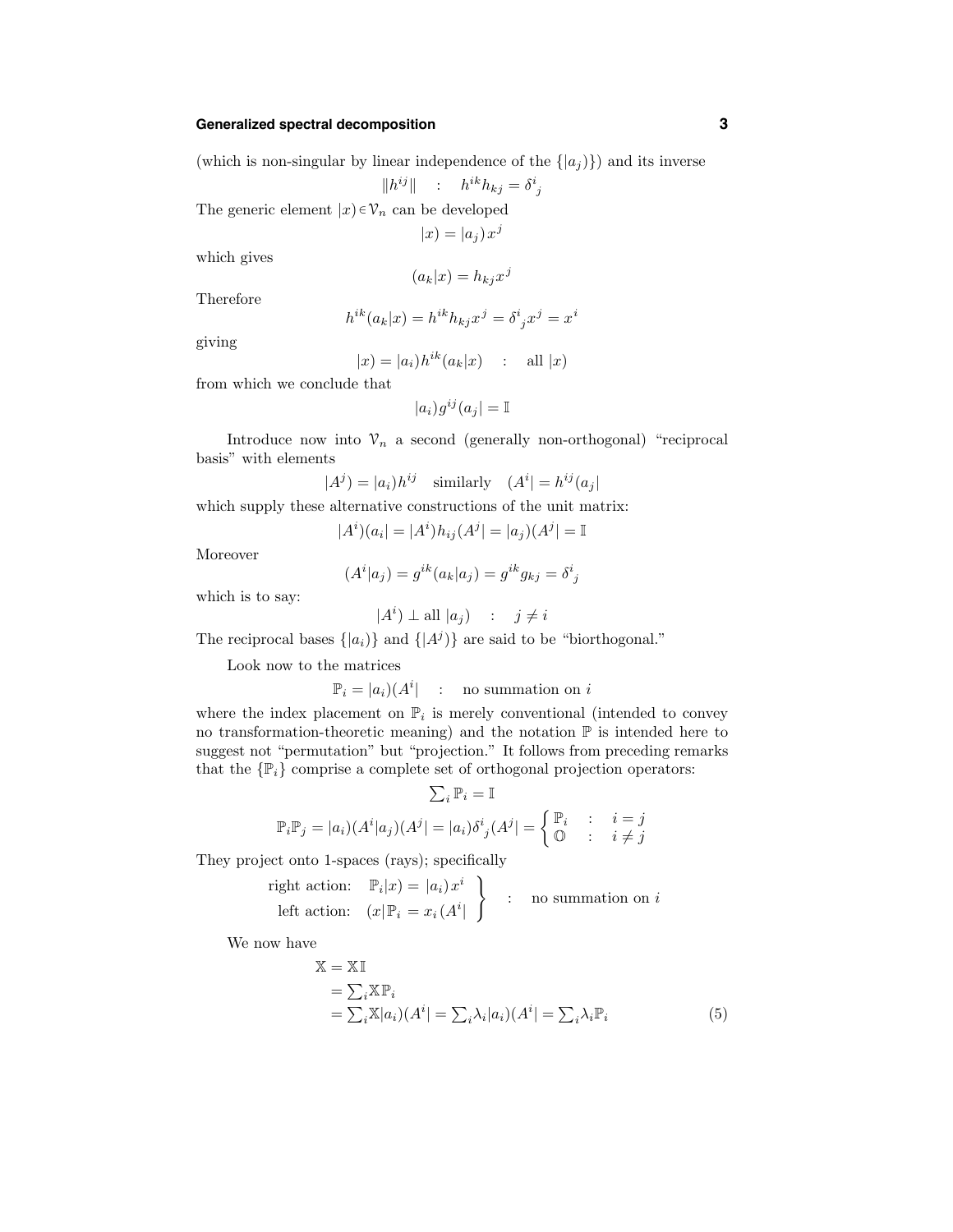(which is non-singular by linear independence of the $\{|a_j)\}$) and its inverse

$$\|h^{ij}\| \quad : \quad h^{ik}h_{kj} = \delta^i{}_j$$

The generic element $|x) \in \mathcal{V}_n$ can be developed

$$|x) = |a_j)\, x^j$$

which gives

$$(a_k|x) = h_{kj}x^j$$

Therefore

$$h^{ik}(a_k|x) = h^{ik}h_{kj}x^j = \delta^i{}_j x^j = x^i$$

giving

$$|x) = |a_i)h^{ik}(a_k|x) \quad : \quad \text{all } |x)$$

from which we conclude that

$$|a_i)g^{ij}(a_j| = \mathbb{I}$$

Introduce now into $\mathcal{V}_n$ a second (generally non-orthogonal) "reciprocal basis" with elements

$$|A^j) = |a_i)h^{ij} \quad \text{similarly} \quad (A^i| = h^{ij}(a_j|$$

which supply these alternative constructions of the unit matrix:

$$|A^i)(a_i| = |A^i)h_{ij}(A^j| = |a_j)(A^j| = \mathbb{I}$$

Moreover

$$(A^i|a_j) = g^{ik}(a_k|a_j) = g^{ik}g_{kj} = \delta^i{}_j$$

which is to say:

$$|A^i) \perp \text{all } |a_j) \quad : \quad j \neq i$$

The reciprocal bases $\{|a_i)\}$ and $\{|A^j)\}$ are said to be "biorthogonal."

Look now to the matrices

$$\mathbb{P}_i = |a_i)(A^i| \quad : \quad \text{no summation on } i$$

where the index placement on $\mathbb{P}_i$ is merely conventional (intended to convey no transformation-theoretic meaning) and the notation $\mathbb{P}$ is intended here to suggest not "permutation" but "projection." It follows from preceding remarks that the $\{\mathbb{P}_i\}$ comprise a complete set of orthogonal projection operators:

$$\textstyle\sum_i \mathbb{P}_i = \mathbb{I}$$

$$\mathbb{P}_i\mathbb{P}_j = |a_i)(A^i|a_j)(A^j| = |a_i)\delta^i{}_j(A^j| = \begin{cases} \mathbb{P}_i & : \quad i = j \\ \mathbb{O} & : \quad i \neq j \end{cases}$$

They project onto 1-spaces (rays); specifically

$$\left.\begin{array}{rl} \text{right action:} & \mathbb{P}_i|x) = |a_i)\,x^i \\ \text{left action:} & (x|\mathbb{P}_i = x_i\,(A^i| \end{array}\right\} \quad : \quad \text{no summation on } i$$

We now have

$$\begin{aligned} \mathbb{X} &= \mathbb{X}\mathbb{I} \\ &= \textstyle\sum_i \mathbb{X}\mathbb{P}_i \\ &= \textstyle\sum_i \mathbb{X}|a_i)(A^i| = \sum_i \lambda_i |a_i)(A^i| = \sum_i \lambda_i \mathbb{P}_i \end{aligned} \tag{5}$$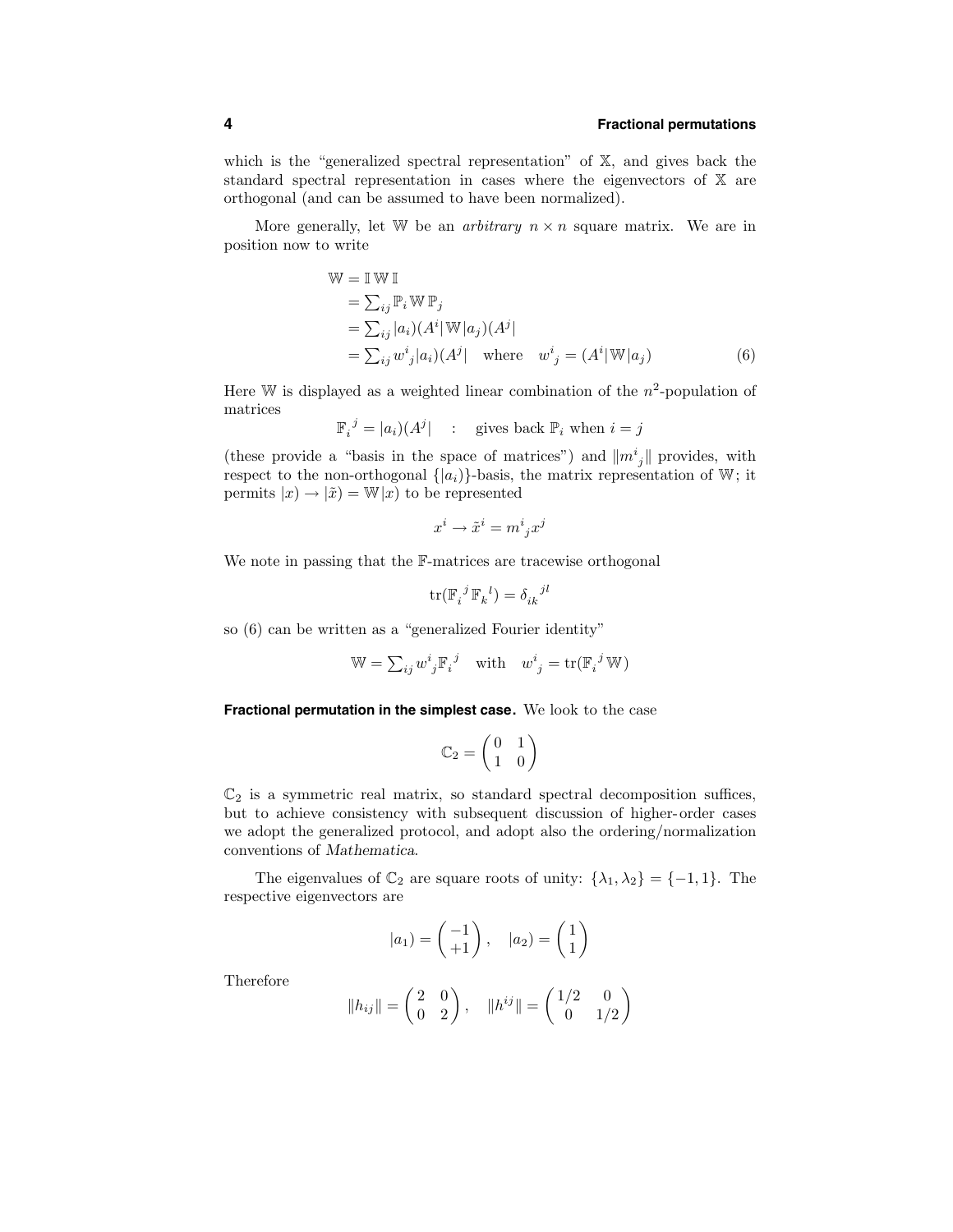which is the "generalized spectral representation" of $\mathbb{X}$, and gives back the standard spectral representation in cases where the eigenvectors of $\mathbb{X}$ are orthogonal (and can be assumed to have been normalized).

More generally, let $\mathbb{W}$ be an *arbitrary* $n \times n$ square matrix. We are in position now to write

$$
\begin{aligned}
\mathbb{W} &= \mathbb{I}\,\mathbb{W}\,\mathbb{I} \\
&= \textstyle\sum_{ij} \mathbb{P}_i\,\mathbb{W}\,\mathbb{P}_j \\
&= \textstyle\sum_{ij} |a_i)(A^i|\,\mathbb{W}|a_j)(A^j| \\
&= \textstyle\sum_{ij} w^i{}_j |a_i)(A^j| \quad \text{where} \quad w^i{}_j = (A^i|\mathbb{W}|a_j) \qquad (6)
\end{aligned}
$$

Here $\mathbb{W}$ is displayed as a weighted linear combination of the $n^2$-population of matrices

$$
\mathbb{F}_i{}^j = |a_i)(A^j| \quad : \quad \text{gives back } \mathbb{P}_i \text{ when } i = j
$$

(these provide a "basis in the space of matrices") and $\|m^i{}_j\|$ provides, with respect to the non-orthogonal $\{|a_i)\}$-basis, the matrix representation of $\mathbb{W}$; it permits $|x) \to |\tilde{x}) = \mathbb{W}|x)$ to be represented

$$
x^i \to \tilde{x}^i = m^i{}_j x^j
$$

We note in passing that the $\mathbb{F}$-matrices are tracewise orthogonal

$$
\text{tr}(\mathbb{F}_i{}^j\,\mathbb{F}_k{}^l) = \delta_{ik}{}^{jl}
$$

so (6) can be written as a "generalized Fourier identity"

$$
\mathbb{W} = \textstyle\sum_{ij} w^i{}_j \mathbb{F}_i{}^j \quad \text{with} \quad w^i{}_j = \text{tr}(\mathbb{F}_i{}^j\,\mathbb{W})
$$

**Fractional permutation in the simplest case.** We look to the case

$$
\mathbb{C}_2 = \begin{pmatrix} 0 & 1 \\ 1 & 0 \end{pmatrix}
$$

$\mathbb{C}_2$ is a symmetric real matrix, so standard spectral decomposition suffices, but to achieve consistency with subsequent discussion of higher-order cases we adopt the generalized protocol, and adopt also the ordering/normalization conventions of *Mathematica*.

The eigenvalues of $\mathbb{C}_2$ are square roots of unity: $\{\lambda_1, \lambda_2\} = \{-1, 1\}$. The respective eigenvectors are

$$
|a_1) = \begin{pmatrix} -1 \\ +1 \end{pmatrix}, \quad |a_2) = \begin{pmatrix} 1 \\ 1 \end{pmatrix}
$$

Therefore

$$
\|h_{ij}\| = \begin{pmatrix} 2 & 0 \\ 0 & 2 \end{pmatrix}, \quad \|h^{ij}\| = \begin{pmatrix} 1/2 & 0 \\ 0 & 1/2 \end{pmatrix}
$$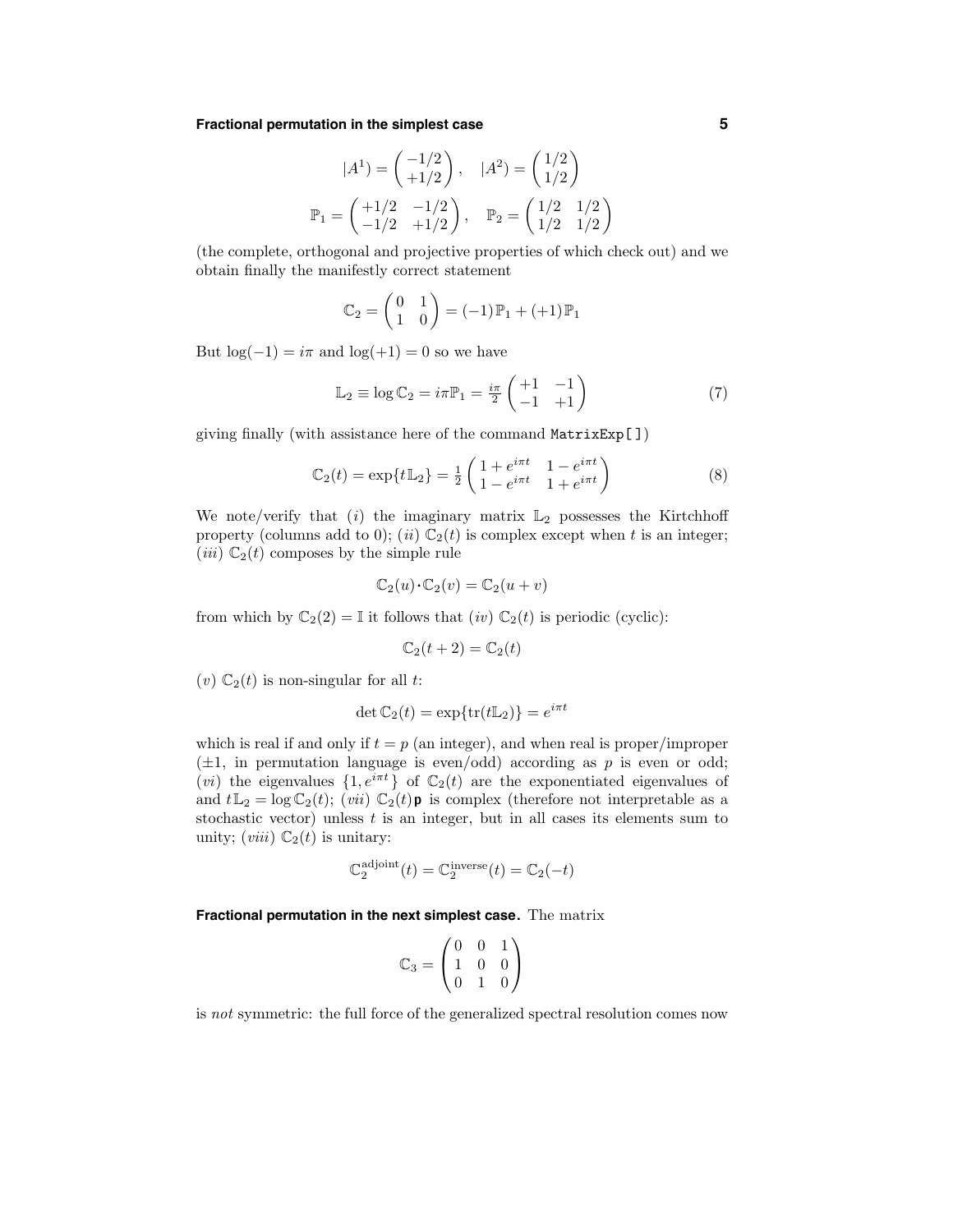$$|A^1) = \begin{pmatrix} -1/2 \\ +1/2 \end{pmatrix}, \quad |A^2) = \begin{pmatrix} 1/2 \\ 1/2 \end{pmatrix}$$

$$\mathbb{P}_1 = \begin{pmatrix} +1/2 & -1/2 \\ -1/2 & +1/2 \end{pmatrix}, \quad \mathbb{P}_2 = \begin{pmatrix} 1/2 & 1/2 \\ 1/2 & 1/2 \end{pmatrix}$$

(the complete, orthogonal and projective properties of which check out) and we obtain finally the manifestly correct statement

$$\mathbb{C}_2 = \begin{pmatrix} 0 & 1 \\ 1 & 0 \end{pmatrix} = (-1)\,\mathbb{P}_1 + (+1)\,\mathbb{P}_1$$

But $\log(-1) = i\pi$ and $\log(+1) = 0$ so we have

$$\mathbb{L}_2 \equiv \log \mathbb{C}_2 = i\pi\mathbb{P}_1 = \tfrac{i\pi}{2}\begin{pmatrix} +1 & -1 \\ -1 & +1 \end{pmatrix} \tag{7}$$

giving finally (with assistance here of the command `MatrixExp[]`)

$$\mathbb{C}_2(t) = \exp\{t\mathbb{L}_2\} = \tfrac{1}{2}\begin{pmatrix} 1+e^{i\pi t} & 1-e^{i\pi t} \\ 1-e^{i\pi t} & 1+e^{i\pi t} \end{pmatrix} \tag{8}$$

We note/verify that (*i*) the imaginary matrix $\mathbb{L}_2$ possesses the Kirtchhoff property (columns add to 0); (*ii*) $\mathbb{C}_2(t)$ is complex except when $t$ is an integer; (*iii*) $\mathbb{C}_2(t)$ composes by the simple rule

$$\mathbb{C}_2(u)\cdot\mathbb{C}_2(v) = \mathbb{C}_2(u+v)$$

from which by $\mathbb{C}_2(2) = \mathbb{I}$ it follows that (*iv*) $\mathbb{C}_2(t)$ is periodic (cyclic):

$$\mathbb{C}_2(t+2) = \mathbb{C}_2(t)$$

(*v*) $\mathbb{C}_2(t)$ is non-singular for all $t$:

$$\det \mathbb{C}_2(t) = \exp\{\mathrm{tr}(t\mathbb{L}_2)\} = e^{i\pi t}$$

which is real if and only if $t = p$ (an integer), and when real is proper/improper ($\pm 1$, in permutation language is even/odd) according as $p$ is even or odd; (*vi*) the eigenvalues $\{1, e^{i\pi t}\}$ of $\mathbb{C}_2(t)$ are the exponentiated eigenvalues of and $t\mathbb{L}_2 = \log \mathbb{C}_2(t)$; (*vii*) $\mathbb{C}_2(t)\mathbf{p}$ is complex (therefore not interpretable as a stochastic vector) unless $t$ is an integer, but in all cases its elements sum to unity; (*viii*) $\mathbb{C}_2(t)$ is unitary:

$$\mathbb{C}_2^{\text{adjoint}}(t) = \mathbb{C}_2^{\text{inverse}}(t) = \mathbb{C}_2(-t)$$

**Fractional permutation in the next simplest case.** The matrix

$$\mathbb{C}_3 = \begin{pmatrix} 0 & 0 & 1 \\ 1 & 0 & 0 \\ 0 & 1 & 0 \end{pmatrix}$$

is *not* symmetric: the full force of the generalized spectral resolution comes now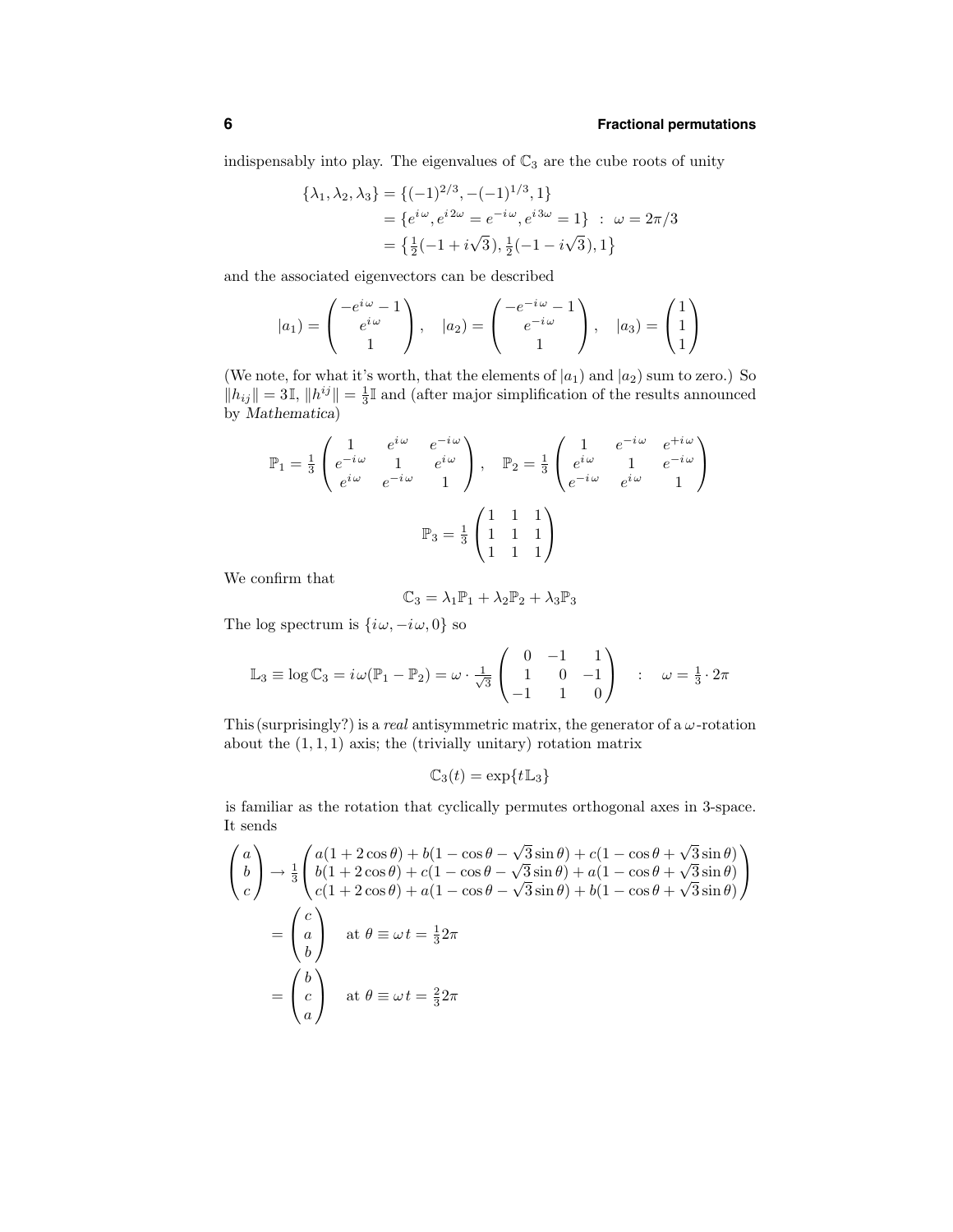indispensably into play. The eigenvalues of $\mathbb{C}_3$ are the cube roots of unity

$$
\begin{aligned}
\{\lambda_1, \lambda_2, \lambda_3\} &= \{(-1)^{2/3}, -(-1)^{1/3}, 1\} \\
&= \{e^{i\,\omega}, e^{i\,2\omega} = e^{-i\,\omega}, e^{i\,3\omega} = 1\} \;:\; \omega = 2\pi/3 \\
&= \left\{\tfrac{1}{2}(-1 + i\sqrt{3}), \tfrac{1}{2}(-1 - i\sqrt{3}), 1\right\}
\end{aligned}
$$

and the associated eigenvectors can be described

$$
|a_1) = \begin{pmatrix} -e^{i\,\omega} - 1 \\ e^{i\,\omega} \\ 1 \end{pmatrix}, \quad |a_2) = \begin{pmatrix} -e^{-i\,\omega} - 1 \\ e^{-i\,\omega} \\ 1 \end{pmatrix}, \quad |a_3) = \begin{pmatrix} 1 \\ 1 \\ 1 \end{pmatrix}
$$

(We note, for what it's worth, that the elements of $|a_1)$ and $|a_2)$ sum to zero.) So $\|h_{ij}\| = 3\mathbb{I}$, $\|h^{ij}\| = \frac{1}{3}\mathbb{I}$ and (after major simplification of the results announced by *Mathematica*)

$$
\mathbb{P}_1 = \tfrac{1}{3}\begin{pmatrix} 1 & e^{i\,\omega} & e^{-i\,\omega} \\ e^{-i\,\omega} & 1 & e^{i\,\omega} \\ e^{i\,\omega} & e^{-i\,\omega} & 1 \end{pmatrix}, \quad \mathbb{P}_2 = \tfrac{1}{3}\begin{pmatrix} 1 & e^{-i\,\omega} & e^{+i\,\omega} \\ e^{i\,\omega} & 1 & e^{-i\,\omega} \\ e^{-i\,\omega} & e^{i\,\omega} & 1 \end{pmatrix}
$$

$$
\mathbb{P}_3 = \tfrac{1}{3}\begin{pmatrix} 1 & 1 & 1 \\ 1 & 1 & 1 \\ 1 & 1 & 1 \end{pmatrix}
$$

We confirm that

$$
\mathbb{C}_3 = \lambda_1\mathbb{P}_1 + \lambda_2\mathbb{P}_2 + \lambda_3\mathbb{P}_3
$$

The log spectrum is $\{i\omega, -i\omega, 0\}$ so

$$
\mathbb{L}_3 \equiv \log \mathbb{C}_3 = i\omega(\mathbb{P}_1 - \mathbb{P}_2) = \omega \cdot \tfrac{1}{\sqrt{3}}\begin{pmatrix} 0 & -1 & 1 \\ 1 & 0 & -1 \\ -1 & 1 & 0 \end{pmatrix} \quad : \quad \omega = \tfrac{1}{3}\cdot 2\pi
$$

This (surprisingly?) is a *real* antisymmetric matrix, the generator of a $\omega$-rotation about the $(1,1,1)$ axis; the (trivially unitary) rotation matrix

$$
\mathbb{C}_3(t) = \exp\{t\mathbb{L}_3\}
$$

is familiar as the rotation that cyclically permutes orthogonal axes in 3-space. It sends

$$
\begin{aligned}
\begin{pmatrix} a \\ b \\ c \end{pmatrix} &\to \tfrac{1}{3}\begin{pmatrix} a(1 + 2\cos\theta) + b(1 - \cos\theta - \sqrt{3}\sin\theta) + c(1 - \cos\theta + \sqrt{3}\sin\theta) \\ b(1 + 2\cos\theta) + c(1 - \cos\theta - \sqrt{3}\sin\theta) + a(1 - \cos\theta + \sqrt{3}\sin\theta) \\ c(1 + 2\cos\theta) + a(1 - \cos\theta - \sqrt{3}\sin\theta) + b(1 - \cos\theta + \sqrt{3}\sin\theta) \end{pmatrix} \\
&= \begin{pmatrix} c \\ a \\ b \end{pmatrix} \quad \text{at } \theta \equiv \omega t = \tfrac{1}{3}2\pi \\
&= \begin{pmatrix} b \\ c \\ a \end{pmatrix} \quad \text{at } \theta \equiv \omega t = \tfrac{2}{3}2\pi
\end{aligned}
$$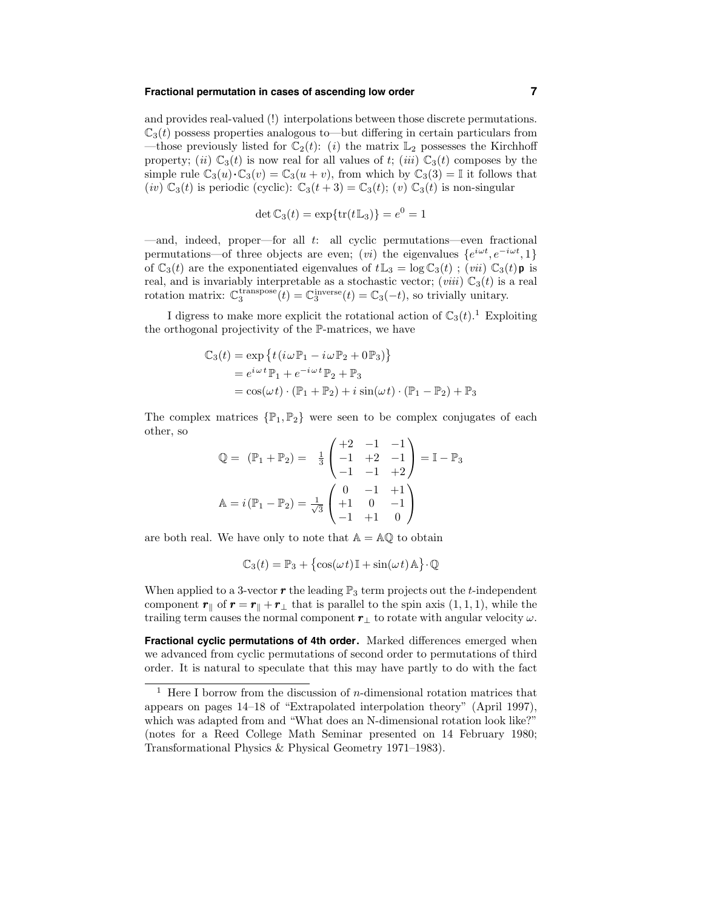and provides real-valued (!) interpolations between those discrete permutations. $\mathbb{C}_3(t)$ possess properties analogous to—but differing in certain particulars from—those previously listed for $\mathbb{C}_2(t)$: (*i*) the matrix $\mathbb{L}_2$ possesses the Kirchhoff property; (*ii*) $\mathbb{C}_3(t)$ is now real for all values of $t$; (*iii*) $\mathbb{C}_3(t)$ composes by the simple rule $\mathbb{C}_3(u)\cdot\mathbb{C}_3(v) = \mathbb{C}_3(u+v)$, from which by $\mathbb{C}_3(3) = \mathbb{I}$ it follows that (*iv*) $\mathbb{C}_3(t)$ is periodic (cyclic): $\mathbb{C}_3(t+3) = \mathbb{C}_3(t)$; (*v*) $\mathbb{C}_3(t)$ is non-singular

$$\det \mathbb{C}_3(t) = \exp\{\mathrm{tr}(t\mathbb{L}_3)\} = e^0 = 1$$

—and, indeed, proper—for all $t$: all cyclic permutations—even fractional permutations—of three objects are even; (*vi*) the eigenvalues $\{e^{i\omega t}, e^{-i\omega t}, 1\}$ of $\mathbb{C}_3(t)$ are the exponentiated eigenvalues of $t\mathbb{L}_3 = \log \mathbb{C}_3(t)$ ; (*vii*) $\mathbb{C}_3(t)\mathbf{p}$ is real, and is invariably interpretable as a stochastic vector; (*viii*) $\mathbb{C}_3(t)$ is a real rotation matrix: $\mathbb{C}_3^{\text{transpose}}(t) = \mathbb{C}_3^{\text{inverse}}(t) = \mathbb{C}_3(-t)$, so trivially unitary.

I digress to make more explicit the rotational action of $\mathbb{C}_3(t)$.[1] Exploiting the orthogonal projectivity of the $\mathbb{P}$-matrices, we have

$$\begin{aligned}
\mathbb{C}_3(t) &= \exp\big\{t\,(i\omega\,\mathbb{P}_1 - i\omega\,\mathbb{P}_2 + 0\,\mathbb{P}_3)\big\} \\
&= e^{i\omega t}\,\mathbb{P}_1 + e^{-i\omega t}\,\mathbb{P}_2 + \mathbb{P}_3 \\
&= \cos(\omega t)\cdot(\mathbb{P}_1 + \mathbb{P}_2) + i\sin(\omega t)\cdot(\mathbb{P}_1 - \mathbb{P}_2) + \mathbb{P}_3
\end{aligned}$$

The complex matrices $\{\mathbb{P}_1, \mathbb{P}_2\}$ were seen to be complex conjugates of each other, so

$$\mathbb{Q} = \ (\mathbb{P}_1 + \mathbb{P}_2) = \ \tfrac{1}{3}\begin{pmatrix} +2 & -1 & -1 \\ -1 & +2 & -1 \\ -1 & -1 & +2 \end{pmatrix} = \mathbb{I} - \mathbb{P}_3$$

$$\mathbb{A} = i\,(\mathbb{P}_1 - \mathbb{P}_2) = \tfrac{1}{\sqrt{3}}\begin{pmatrix} 0 & -1 & +1 \\ +1 & 0 & -1 \\ -1 & +1 & 0 \end{pmatrix}$$

are both real. We have only to note that $\mathbb{A} = \mathbb{A}\mathbb{Q}$ to obtain

$$\mathbb{C}_3(t) = \mathbb{P}_3 + \big\{\cos(\omega t)\,\mathbb{I} + \sin(\omega t)\,\mathbb{A}\big\}\cdot\mathbb{Q}$$

When applied to a 3-vector $\boldsymbol{r}$ the leading $\mathbb{P}_3$ term projects out the $t$-independent component $\boldsymbol{r}_\parallel$ of $\boldsymbol{r} = \boldsymbol{r}_\parallel + \boldsymbol{r}_\perp$ that is parallel to the spin axis $(1,1,1)$, while the trailing term causes the normal component $\boldsymbol{r}_\perp$ to rotate with angular velocity $\omega$.

**Fractional cyclic permutations of 4th order.** Marked differences emerged when we advanced from cyclic permutations of second order to permutations of third order. It is natural to speculate that this may have partly to do with the fact

---

[1] Here I borrow from the discussion of $n$-dimensional rotation matrices that appears on pages 14–18 of "Extrapolated interpolation theory" (April 1997), which was adapted from and "What does an N-dimensional rotation look like?" (notes for a Reed College Math Seminar presented on 14 February 1980; Transformational Physics & Physical Geometry 1971–1983).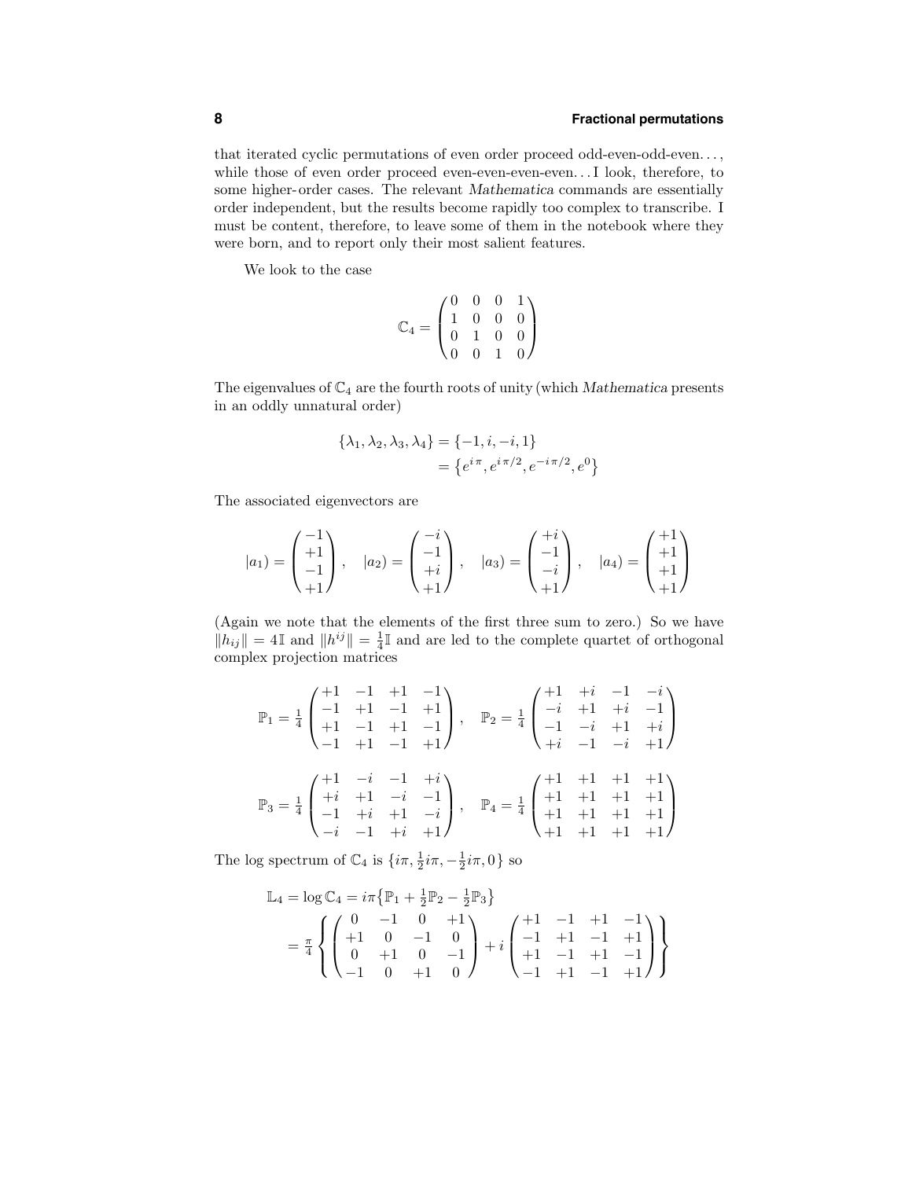that iterated cyclic permutations of even order proceed odd-even-odd-even..., while those of even order proceed even-even-even-even... I look, therefore, to some higher-order cases. The relevant *Mathematica* commands are essentially order independent, but the results become rapidly too complex to transcribe. I must be content, therefore, to leave some of them in the notebook where they were born, and to report only their most salient features.

We look to the case

$$\mathbb{C}_4 = \begin{pmatrix} 0 & 0 & 0 & 1 \\ 1 & 0 & 0 & 0 \\ 0 & 1 & 0 & 0 \\ 0 & 0 & 1 & 0 \end{pmatrix}$$

The eigenvalues of $\mathbb{C}_4$ are the fourth roots of unity (which *Mathematica* presents in an oddly unnatural order)

$$\begin{aligned} \{\lambda_1, \lambda_2, \lambda_3, \lambda_4\} &= \{-1, i, -i, 1\} \\ &= \{e^{i\pi}, e^{i\pi/2}, e^{-i\pi/2}, e^0\} \end{aligned}$$

The associated eigenvectors are

$$|a_1) = \begin{pmatrix} -1 \\ +1 \\ -1 \\ +1 \end{pmatrix}, \quad |a_2) = \begin{pmatrix} -i \\ -1 \\ +i \\ +1 \end{pmatrix}, \quad |a_3) = \begin{pmatrix} +i \\ -1 \\ -i \\ +1 \end{pmatrix}, \quad |a_4) = \begin{pmatrix} +1 \\ +1 \\ +1 \\ +1 \end{pmatrix}$$

(Again we note that the elements of the first three sum to zero.) So we have $\|h_{ij}\| = 4\mathbb{I}$ and $\|h^{ij}\| = \frac{1}{4}\mathbb{I}$ and are led to the complete quartet of orthogonal complex projection matrices

$$\mathbb{P}_1 = \tfrac{1}{4}\begin{pmatrix} +1 & -1 & +1 & -1 \\ -1 & +1 & -1 & +1 \\ +1 & -1 & +1 & -1 \\ -1 & +1 & -1 & +1 \end{pmatrix}, \quad \mathbb{P}_2 = \tfrac{1}{4}\begin{pmatrix} +1 & +i & -1 & -i \\ -i & +1 & +i & -1 \\ -1 & -i & +1 & +i \\ +i & -1 & -i & +1 \end{pmatrix}$$

$$\mathbb{P}_3 = \tfrac{1}{4}\begin{pmatrix} +1 & -i & -1 & +i \\ +i & +1 & -i & -1 \\ -1 & +i & +1 & -i \\ -i & -1 & +i & +1 \end{pmatrix}, \quad \mathbb{P}_4 = \tfrac{1}{4}\begin{pmatrix} +1 & +1 & +1 & +1 \\ +1 & +1 & +1 & +1 \\ +1 & +1 & +1 & +1 \\ +1 & +1 & +1 & +1 \end{pmatrix}$$

The log spectrum of $\mathbb{C}_4$ is $\{i\pi, \frac{1}{2}i\pi, -\frac{1}{2}i\pi, 0\}$ so

$$\begin{aligned} \mathbb{L}_4 = \log \mathbb{C}_4 &= i\pi\big\{\mathbb{P}_1 + \tfrac{1}{2}\mathbb{P}_2 - \tfrac{1}{2}\mathbb{P}_3\big\} \\ &= \tfrac{\pi}{4}\left\{\begin{pmatrix} 0 & -1 & 0 & +1 \\ +1 & 0 & -1 & 0 \\ 0 & +1 & 0 & -1 \\ -1 & 0 & +1 & 0 \end{pmatrix} + i\begin{pmatrix} +1 & -1 & +1 & -1 \\ -1 & +1 & -1 & +1 \\ +1 & -1 & +1 & -1 \\ -1 & +1 & -1 & +1 \end{pmatrix}\right\} \end{aligned}$$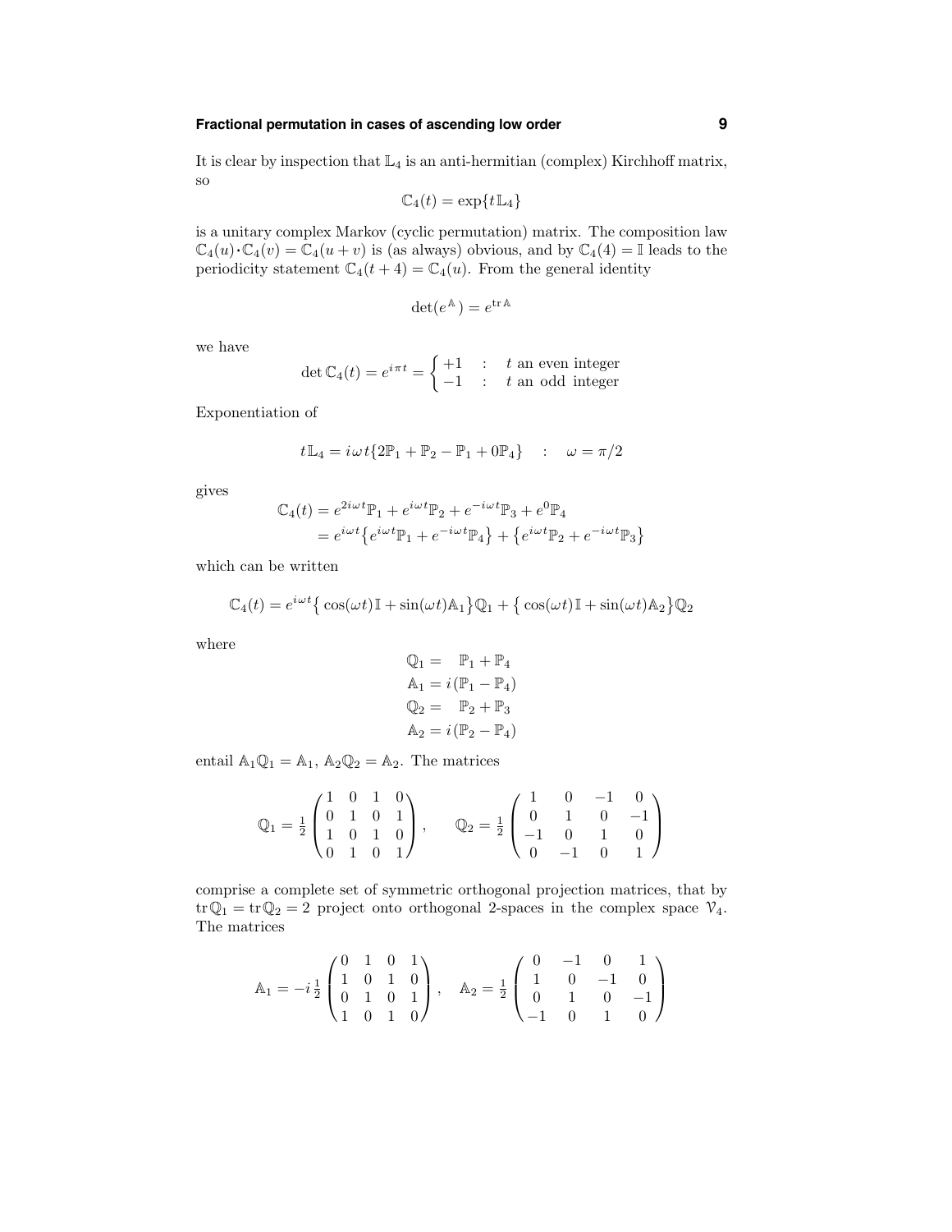It is clear by inspection that $\mathbb{L}_4$ is an anti-hermitian (complex) Kirchhoff matrix, so

$$\mathbb{C}_4(t) = \exp\{t\mathbb{L}_4\}$$

is a unitary complex Markov (cyclic permutation) matrix. The composition law $\mathbb{C}_4(u)\cdot\mathbb{C}_4(v) = \mathbb{C}_4(u+v)$ is (as always) obvious, and by $\mathbb{C}_4(4) = \mathbb{I}$ leads to the periodicity statement $\mathbb{C}_4(t+4) = \mathbb{C}_4(u)$. From the general identity

$$\det(e^{\mathbb{A}}) = e^{\operatorname{tr}\mathbb{A}}$$

we have

$$\det \mathbb{C}_4(t) = e^{i\pi t} = \begin{cases} +1 & : \quad t \text{ an even integer} \\ -1 & : \quad t \text{ an odd integer} \end{cases}$$

Exponentiation of

$$t\mathbb{L}_4 = i\omega t\{2\mathbb{P}_1 + \mathbb{P}_2 - \mathbb{P}_1 + 0\mathbb{P}_4\} \quad : \quad \omega = \pi/2$$

gives

$$\begin{aligned}
\mathbb{C}_4(t) &= e^{2i\omega t}\mathbb{P}_1 + e^{i\omega t}\mathbb{P}_2 + e^{-i\omega t}\mathbb{P}_3 + e^{0}\mathbb{P}_4 \\
&= e^{i\omega t}\big\{e^{i\omega t}\mathbb{P}_1 + e^{-i\omega t}\mathbb{P}_4\big\} + \big\{e^{i\omega t}\mathbb{P}_2 + e^{-i\omega t}\mathbb{P}_3\big\}
\end{aligned}$$

which can be written

$$\mathbb{C}_4(t) = e^{i\omega t}\big\{\cos(\omega t)\mathbb{I} + \sin(\omega t)\mathbb{A}_1\big\}\mathbb{Q}_1 + \big\{\cos(\omega t)\mathbb{I} + \sin(\omega t)\mathbb{A}_2\big\}\mathbb{Q}_2$$

where

$$\begin{aligned}
\mathbb{Q}_1 &= \quad \mathbb{P}_1 + \mathbb{P}_4 \\
\mathbb{A}_1 &= i(\mathbb{P}_1 - \mathbb{P}_4) \\
\mathbb{Q}_2 &= \quad \mathbb{P}_2 + \mathbb{P}_3 \\
\mathbb{A}_2 &= i(\mathbb{P}_2 - \mathbb{P}_4)
\end{aligned}$$

entail $\mathbb{A}_1\mathbb{Q}_1 = \mathbb{A}_1$, $\mathbb{A}_2\mathbb{Q}_2 = \mathbb{A}_2$. The matrices

$$\mathbb{Q}_1 = \tfrac{1}{2}\begin{pmatrix} 1 & 0 & 1 & 0 \\ 0 & 1 & 0 & 1 \\ 1 & 0 & 1 & 0 \\ 0 & 1 & 0 & 1 \end{pmatrix}, \qquad \mathbb{Q}_2 = \tfrac{1}{2}\begin{pmatrix} 1 & 0 & -1 & 0 \\ 0 & 1 & 0 & -1 \\ -1 & 0 & 1 & 0 \\ 0 & -1 & 0 & 1 \end{pmatrix}$$

comprise a complete set of symmetric orthogonal projection matrices, that by $\operatorname{tr}\mathbb{Q}_1 = \operatorname{tr}\mathbb{Q}_2 = 2$ project onto orthogonal 2-spaces in the complex space $\mathcal{V}_4$. The matrices

$$\mathbb{A}_1 = -i\,\tfrac{1}{2}\begin{pmatrix} 0 & 1 & 0 & 1 \\ 1 & 0 & 1 & 0 \\ 0 & 1 & 0 & 1 \\ 1 & 0 & 1 & 0 \end{pmatrix}, \quad \mathbb{A}_2 = \tfrac{1}{2}\begin{pmatrix} 0 & -1 & 0 & 1 \\ 1 & 0 & -1 & 0 \\ 0 & 1 & 0 & -1 \\ -1 & 0 & 1 & 0 \end{pmatrix}$$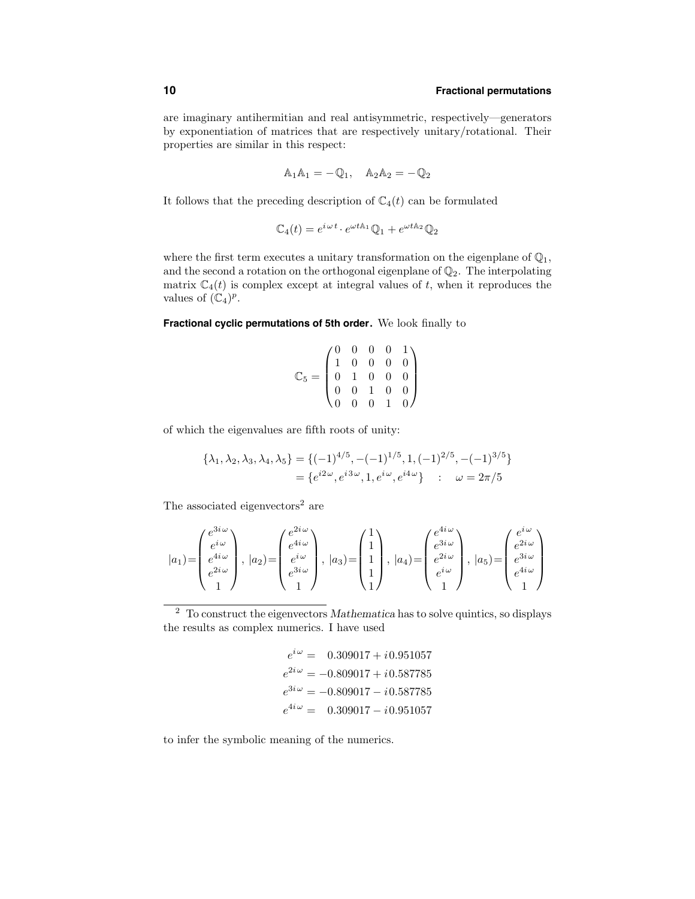are imaginary antihermitian and real antisymmetric, respectively—generators by exponentiation of matrices that are respectively unitary/rotational. Their properties are similar in this respect:

$$\mathbb{A}_1\mathbb{A}_1 = -\mathbb{Q}_1, \quad \mathbb{A}_2\mathbb{A}_2 = -\mathbb{Q}_2$$

It follows that the preceding description of $\mathbb{C}_4(t)$ can be formulated

$$\mathbb{C}_4(t) = e^{i\omega t} \cdot e^{\omega t \mathbb{A}_1}\mathbb{Q}_1 + e^{\omega t \mathbb{A}_2}\mathbb{Q}_2$$

where the first term executes a unitary transformation on the eigenplane of $\mathbb{Q}_1$, and the second a rotation on the orthogonal eigenplane of $\mathbb{Q}_2$. The interpolating matrix $\mathbb{C}_4(t)$ is complex except at integral values of $t$, when it reproduces the values of $(\mathbb{C}_4)^p$.

**Fractional cyclic permutations of 5th order.** We look finally to

$$\mathbb{C}_5 = \begin{pmatrix} 0 & 0 & 0 & 0 & 1 \\ 1 & 0 & 0 & 0 & 0 \\ 0 & 1 & 0 & 0 & 0 \\ 0 & 0 & 1 & 0 & 0 \\ 0 & 0 & 0 & 1 & 0 \end{pmatrix}$$

of which the eigenvalues are fifth roots of unity:

$$\begin{aligned}\{\lambda_1, \lambda_2, \lambda_3, \lambda_4, \lambda_5\} &= \{(-1)^{4/5}, -(-1)^{1/5}, 1, (-1)^{2/5}, -(-1)^{3/5}\} \\ &= \{e^{i2\omega}, e^{i3\omega}, 1, e^{i\omega}, e^{i4\omega}\} \quad : \quad \omega = 2\pi/5\end{aligned}$$

The associated eigenvectors[2] are

$$|a_1) = \begin{pmatrix} e^{3i\omega} \\ e^{i\omega} \\ e^{4i\omega} \\ e^{2i\omega} \\ 1 \end{pmatrix}, \; |a_2) = \begin{pmatrix} e^{2i\omega} \\ e^{4i\omega} \\ e^{i\omega} \\ e^{3i\omega} \\ 1 \end{pmatrix}, \; |a_3) = \begin{pmatrix} 1 \\ 1 \\ 1 \\ 1 \\ 1 \end{pmatrix}, \; |a_4) = \begin{pmatrix} e^{4i\omega} \\ e^{3i\omega} \\ e^{2i\omega} \\ e^{i\omega} \\ 1 \end{pmatrix}, \; |a_5) = \begin{pmatrix} e^{i\omega} \\ e^{2i\omega} \\ e^{3i\omega} \\ e^{4i\omega} \\ 1 \end{pmatrix}$$

[2] To construct the eigenvectors *Mathematica* has to solve quintics, so displays the results as complex numerics. I have used

$$\begin{aligned} e^{i\omega} &= \phantom{-}0.309017 + i\,0.951057 \\ e^{2i\omega} &= -0.809017 + i\,0.587785 \\ e^{3i\omega} &= -0.809017 - i\,0.587785 \\ e^{4i\omega} &= \phantom{-}0.309017 - i\,0.951057 \end{aligned}$$

to infer the symbolic meaning of the numerics.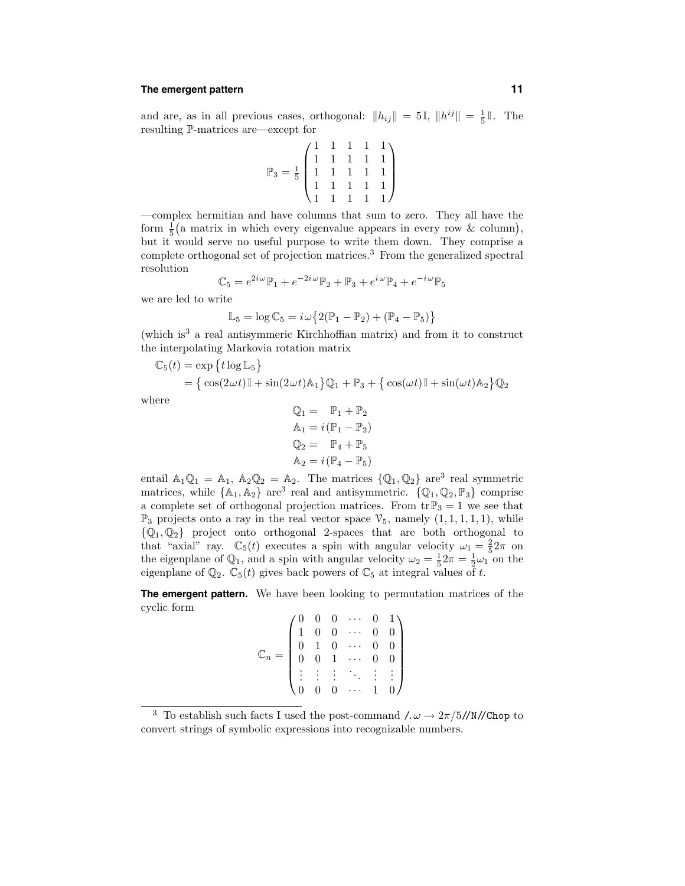and are, as in all previous cases, orthogonal: $\|h_{ij}\| = 5\,\mathbb{I}$, $\|h^{ij}\| = \frac{1}{5}\,\mathbb{I}$. The resulting $\mathbb{P}$-matrices are—except for

$$\mathbb{P}_3 = \tfrac{1}{5}\begin{pmatrix} 1 & 1 & 1 & 1 & 1 \\ 1 & 1 & 1 & 1 & 1 \\ 1 & 1 & 1 & 1 & 1 \\ 1 & 1 & 1 & 1 & 1 \\ 1 & 1 & 1 & 1 & 1 \end{pmatrix}$$

—complex hermitian and have columns that sum to zero. They all have the form $\frac{1}{5}\big(\text{a matrix in which every eigenvalue appears in every row \& column}\big)$, but it would serve no useful purpose to write them down. They comprise a complete orthogonal set of projection matrices.[3] From the generalized spectral resolution

$$\mathbb{C}_5 = e^{2i\omega}\mathbb{P}_1 + e^{-2i\omega}\mathbb{P}_2 + \mathbb{P}_3 + e^{i\omega}\mathbb{P}_4 + e^{-i\omega}\mathbb{P}_5$$

we are led to write

$$\mathbb{L}_5 = \log \mathbb{C}_5 = i\omega\big\{2(\mathbb{P}_1 - \mathbb{P}_2) + (\mathbb{P}_4 - \mathbb{P}_5)\big\}$$

(which is[3] a real antisymmeric Kirchhoffian matrix) and from it to construct the interpolating Markovia rotation matrix

$$\begin{aligned} \mathbb{C}_5(t) &= \exp\big\{t \log \mathbb{L}_5\big\} \\ &= \big\{\cos(2\omega t)\mathbb{I} + \sin(2\omega t)\mathbb{A}_1\big\}\mathbb{Q}_1 + \mathbb{P}_3 + \big\{\cos(\omega t)\mathbb{I} + \sin(\omega t)\mathbb{A}_2\big\}\mathbb{Q}_2 \end{aligned}$$

where

$$\begin{aligned} \mathbb{Q}_1 &= \quad \mathbb{P}_1 + \mathbb{P}_2 \\ \mathbb{A}_1 &= i(\mathbb{P}_1 - \mathbb{P}_2) \\ \mathbb{Q}_2 &= \quad \mathbb{P}_4 + \mathbb{P}_5 \\ \mathbb{A}_2 &= i(\mathbb{P}_4 - \mathbb{P}_5) \end{aligned}$$

entail $\mathbb{A}_1\mathbb{Q}_1 = \mathbb{A}_1$, $\mathbb{A}_2\mathbb{Q}_2 = \mathbb{A}_2$. The matrices $\{\mathbb{Q}_1, \mathbb{Q}_2\}$ are[3] real symmetric matrices, while $\{\mathbb{A}_1, \mathbb{A}_2\}$ are[3] real and antisymmetric. $\{\mathbb{Q}_1, \mathbb{Q}_2, \mathbb{P}_3\}$ comprise a complete set of orthogonal projection matrices. From $\text{tr}\,\mathbb{P}_3 = 1$ we see that $\mathbb{P}_3$ projects onto a ray in the real vector space $\mathcal{V}_5$, namely $(1, 1, 1, 1, 1)$, while $\{\mathbb{Q}_1, \mathbb{Q}_2\}$ project onto orthogonal 2-spaces that are both orthogonal to that "axial" ray. $\mathbb{C}_5(t)$ executes a spin with angular velocity $\omega_1 = \frac{2}{5}2\pi$ on the eigenplane of $\mathbb{Q}_1$, and a spin with angular velocity $\omega_2 = \frac{1}{5}2\pi = \frac{1}{2}\omega_1$ on the eigenplane of $\mathbb{Q}_2$. $\mathbb{C}_5(t)$ gives back powers of $\mathbb{C}_5$ at integral values of $t$.

**The emergent pattern.** We have been looking to permutation matrices of the cyclic form

$$\mathbb{C}_n = \begin{pmatrix} 0 & 0 & 0 & \cdots & 0 & 1 \\ 1 & 0 & 0 & \cdots & 0 & 0 \\ 0 & 1 & 0 & \cdots & 0 & 0 \\ 0 & 0 & 1 & \cdots & 0 & 0 \\ \vdots & \vdots & \vdots & \ddots & \vdots & \vdots \\ 0 & 0 & 0 & \cdots & 1 & 0 \end{pmatrix}$$

---

[3] To establish such facts I used the post-command `/.ω → 2π/5//N//Chop` to convert strings of symbolic expressions into recognizable numbers.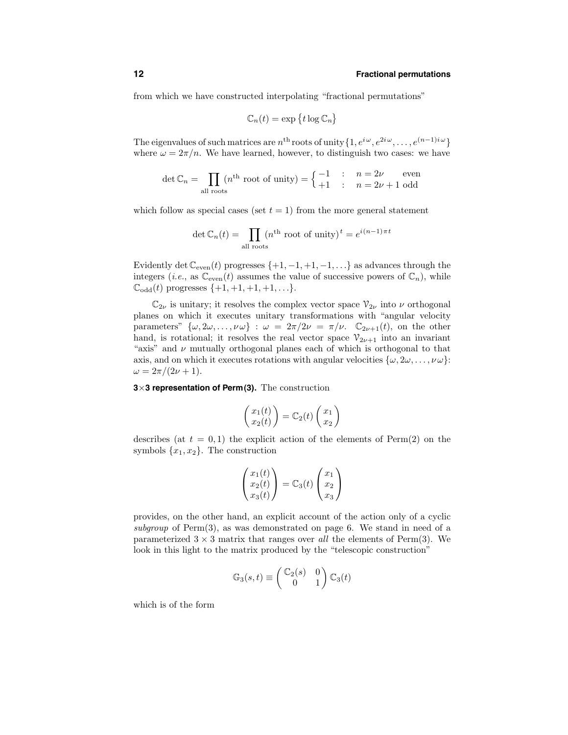from which we have constructed interpolating "fractional permutations"

$$\mathbb{C}_n(t) = \exp\big\{t \log \mathbb{C}_n\big\}$$

The eigenvalues of such matrices are $n^{\text{th}}$ roots of unity $\{1, e^{i\omega}, e^{2i\omega}, \ldots, e^{(n-1)i\omega}\}$ where $\omega = 2\pi/n$. We have learned, however, to distinguish two cases: we have

$$\det \mathbb{C}_n = \prod_{\text{all roots}} (n^{\text{th}} \text{ root of unity}) = \begin{cases} -1 & : \quad n = 2\nu \qquad \text{even} \\ +1 & : \quad n = 2\nu + 1 \text{ odd} \end{cases}$$

which follow as special cases (set $t = 1$) from the more general statement

$$\det \mathbb{C}_n(t) = \prod_{\text{all roots}} (n^{\text{th}} \text{ root of unity})^t = e^{i(n-1)\pi t}$$

Evidently $\det \mathbb{C}_{\text{even}}(t)$ progresses $\{+1, -1, +1, -1, \ldots\}$ as advances through the integers (*i.e.*, as $\mathbb{C}_{\text{even}}(t)$ assumes the value of successive powers of $\mathbb{C}_n$), while $\mathbb{C}_{\text{odd}}(t)$ progresses $\{+1, +1, +1, +1, \ldots\}$.

$\mathbb{C}_{2\nu}$ is unitary; it resolves the complex vector space $\mathcal{V}_{2\nu}$ into $\nu$ orthogonal planes on which it executes unitary transformations with "angular velocity parameters" $\{\omega, 2\omega, \ldots, \nu\omega\} : \omega = 2\pi/2\nu = \pi/\nu$. $\mathbb{C}_{2\nu+1}(t)$, on the other hand, is rotational; it resolves the real vector space $\mathcal{V}_{2\nu+1}$ into an invariant "axis" and $\nu$ mutually orthogonal planes each of which is orthogonal to that axis, and on which it executes rotations with angular velocities $\{\omega, 2\omega, \ldots, \nu\omega\}$: $\omega = 2\pi/(2\nu + 1)$.

**3×3 representation of Perm(3).** The construction

$$\begin{pmatrix} x_1(t) \\ x_2(t) \end{pmatrix} = \mathbb{C}_2(t) \begin{pmatrix} x_1 \\ x_2 \end{pmatrix}$$

describes (at $t = 0, 1$) the explicit action of the elements of Perm(2) on the symbols $\{x_1, x_2\}$. The construction

$$\begin{pmatrix} x_1(t) \\ x_2(t) \\ x_3(t) \end{pmatrix} = \mathbb{C}_3(t) \begin{pmatrix} x_1 \\ x_2 \\ x_3 \end{pmatrix}$$

provides, on the other hand, an explicit account of the action only of a cyclic *subgroup* of Perm(3), as was demonstrated on page 6. We stand in need of a parameterized $3 \times 3$ matrix that ranges over *all* the elements of Perm(3). We look in this light to the matrix produced by the "telescopic construction"

$$\mathbb{G}_3(s, t) \equiv \begin{pmatrix} \mathbb{C}_2(s) & 0 \\ 0 & 1 \end{pmatrix} \mathbb{C}_3(t)$$

which is of the form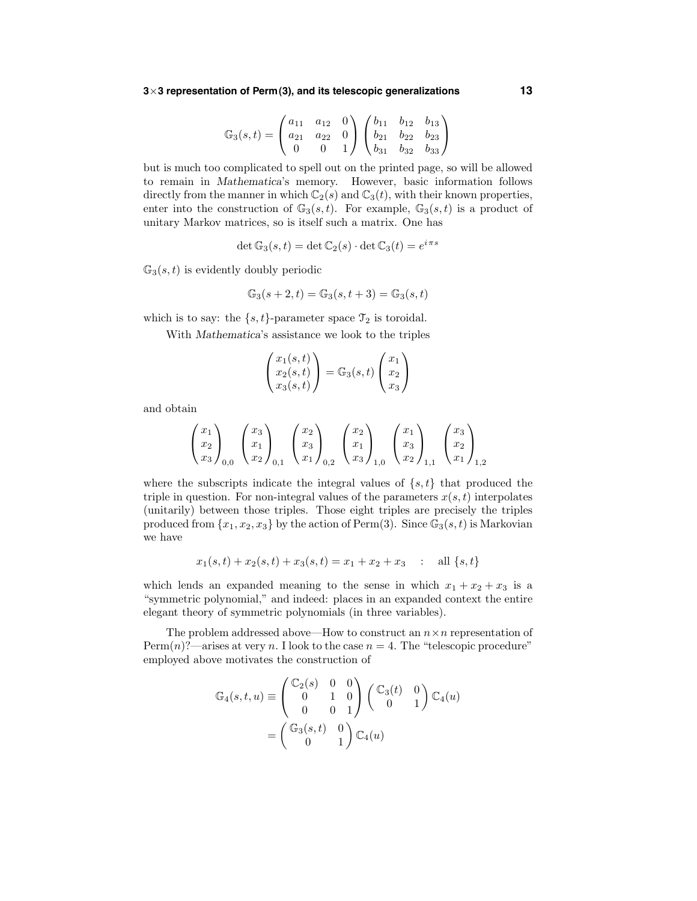$$\mathbb{G}_3(s,t) = \begin{pmatrix} a_{11} & a_{12} & 0 \\ a_{21} & a_{22} & 0 \\ 0 & 0 & 1 \end{pmatrix} \begin{pmatrix} b_{11} & b_{12} & b_{13} \\ b_{21} & b_{22} & b_{23} \\ b_{31} & b_{32} & b_{33} \end{pmatrix}$$

but is much too complicated to spell out on the printed page, so will be allowed to remain in *Mathematica*'s memory. However, basic information follows directly from the manner in which $\mathbb{C}_2(s)$ and $\mathbb{C}_3(t)$, with their known properties, enter into the construction of $\mathbb{G}_3(s,t)$. For example, $\mathbb{G}_3(s,t)$ is a product of unitary Markov matrices, so is itself such a matrix. One has

$$\det \mathbb{G}_3(s,t) = \det \mathbb{C}_2(s) \cdot \det \mathbb{C}_3(t) = e^{i\pi s}$$

$\mathbb{G}_3(s,t)$ is evidently doubly periodic

$$\mathbb{G}_3(s+2,t) = \mathbb{G}_3(s,t+3) = \mathbb{G}_3(s,t)$$

which is to say: the $\{s,t\}$-parameter space $\mathfrak{T}_2$ is toroidal.

With *Mathematica*'s assistance we look to the triples

$$\begin{pmatrix} x_1(s,t) \\ x_2(s,t) \\ x_3(s,t) \end{pmatrix} = \mathbb{G}_3(s,t) \begin{pmatrix} x_1 \\ x_2 \\ x_3 \end{pmatrix}$$

and obtain

$$\begin{pmatrix} x_1 \\ x_2 \\ x_3 \end{pmatrix}_{0,0} \begin{pmatrix} x_3 \\ x_1 \\ x_2 \end{pmatrix}_{0,1} \begin{pmatrix} x_2 \\ x_3 \\ x_1 \end{pmatrix}_{0,2} \begin{pmatrix} x_2 \\ x_1 \\ x_3 \end{pmatrix}_{1,0} \begin{pmatrix} x_1 \\ x_3 \\ x_2 \end{pmatrix}_{1,1} \begin{pmatrix} x_3 \\ x_2 \\ x_1 \end{pmatrix}_{1,2}$$

where the subscripts indicate the integral values of $\{s,t\}$ that produced the triple in question. For non-integral values of the parameters $x(s,t)$ interpolates (unitarily) between those triples. Those eight triples are precisely the triples produced from $\{x_1, x_2, x_3\}$ by the action of Perm(3). Since $\mathbb{G}_3(s,t)$ is Markovian we have

$$x_1(s,t) + x_2(s,t) + x_3(s,t) = x_1 + x_2 + x_3 \quad : \quad \text{all } \{s,t\}$$

which lends an expanded meaning to the sense in which $x_1 + x_2 + x_3$ is a "symmetric polynomial," and indeed: places in an expanded context the entire elegant theory of symmetric polynomials (in three variables).

The problem addressed above—How to construct an $n \times n$ representation of Perm($n$)?—arises at very $n$. I look to the case $n = 4$. The "telescopic procedure" employed above motivates the construction of

$$\begin{aligned} \mathbb{G}_4(s,t,u) &\equiv \begin{pmatrix} \mathbb{C}_2(s) & 0 & 0 \\ 0 & 1 & 0 \\ 0 & 0 & 1 \end{pmatrix} \begin{pmatrix} \mathbb{C}_3(t) & 0 \\ 0 & 1 \end{pmatrix} \mathbb{C}_4(u) \\ &= \begin{pmatrix} \mathbb{G}_3(s,t) & 0 \\ 0 & 1 \end{pmatrix} \mathbb{C}_4(u) \end{aligned}$$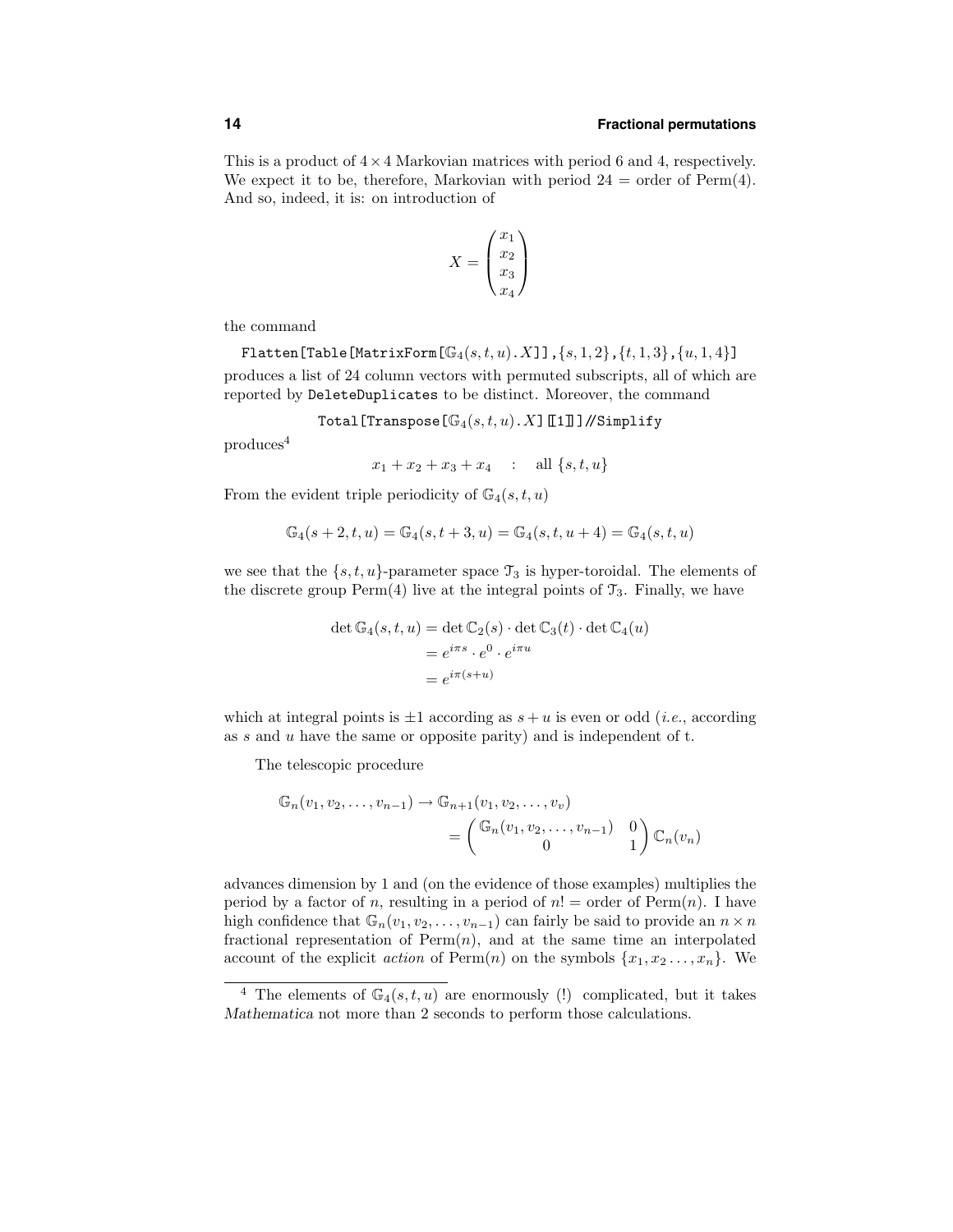This is a product of $4\times 4$ Markovian matrices with period 6 and 4, respectively. We expect it to be, therefore, Markovian with period $24 =$ order of Perm(4). And so, indeed, it is: on introduction of

$$X = \begin{pmatrix} x_1 \\ x_2 \\ x_3 \\ x_4 \end{pmatrix}$$

the command

```
Flatten[Table[MatrixForm[𝔾₄(s,t,u).X]],{s,1,2},{t,1,3},{u,1,4}]
```

produces a list of 24 column vectors with permuted subscripts, all of which are reported by `DeleteDuplicates` to be distinct. Moreover, the command

```
Total[Transpose[𝔾₄(s,t,u).X][[1]]]//Simplify
```

produces[4]

$$x_1 + x_2 + x_3 + x_4 \quad : \quad \text{all } \{s,t,u\}$$

From the evident triple periodicity of $\mathbb{G}_4(s,t,u)$

$$\mathbb{G}_4(s+2,t,u) = \mathbb{G}_4(s,t+3,u) = \mathbb{G}_4(s,t,u+4) = \mathbb{G}_4(s,t,u)$$

we see that the $\{s,t,u\}$-parameter space $\mathcal{T}_3$ is hyper-toroidal. The elements of the discrete group Perm(4) live at the integral points of $\mathcal{T}_3$. Finally, we have

$$\begin{aligned}
\det \mathbb{G}_4(s,t,u) &= \det \mathbb{C}_2(s)\cdot \det \mathbb{C}_3(t)\cdot \det \mathbb{C}_4(u) \\
&= e^{i\pi s}\cdot e^{0}\cdot e^{i\pi u} \\
&= e^{i\pi(s+u)}
\end{aligned}$$

which at integral points is $\pm 1$ according as $s+u$ is even or odd (*i.e.*, according as $s$ and $u$ have the same or opposite parity) and is independent of t.

The telescopic procedure

$$\begin{aligned}
\mathbb{G}_n(v_1,v_2,\ldots,v_{n-1}) \to \mathbb{G}_{n+1}&(v_1,v_2,\ldots,v_v) \\
&= \begin{pmatrix} \mathbb{G}_n(v_1,v_2,\ldots,v_{n-1}) & 0 \\ 0 & 1 \end{pmatrix} \mathbb{C}_n(v_n)
\end{aligned}$$

advances dimension by 1 and (on the evidence of those examples) multiplies the period by a factor of $n$, resulting in a period of $n! =$ order of Perm($n$). I have high confidence that $\mathbb{G}_n(v_1,v_2,\ldots,v_{n-1})$ can fairly be said to provide an $n\times n$ fractional representation of Perm($n$), and at the same time an interpolated account of the explicit *action* of Perm($n$) on the symbols $\{x_1, x_2 \ldots, x_n\}$. We

[4] The elements of $\mathbb{G}_4(s,t,u)$ are enormously (!) complicated, but it takes *Mathematica* not more than 2 seconds to perform those calculations.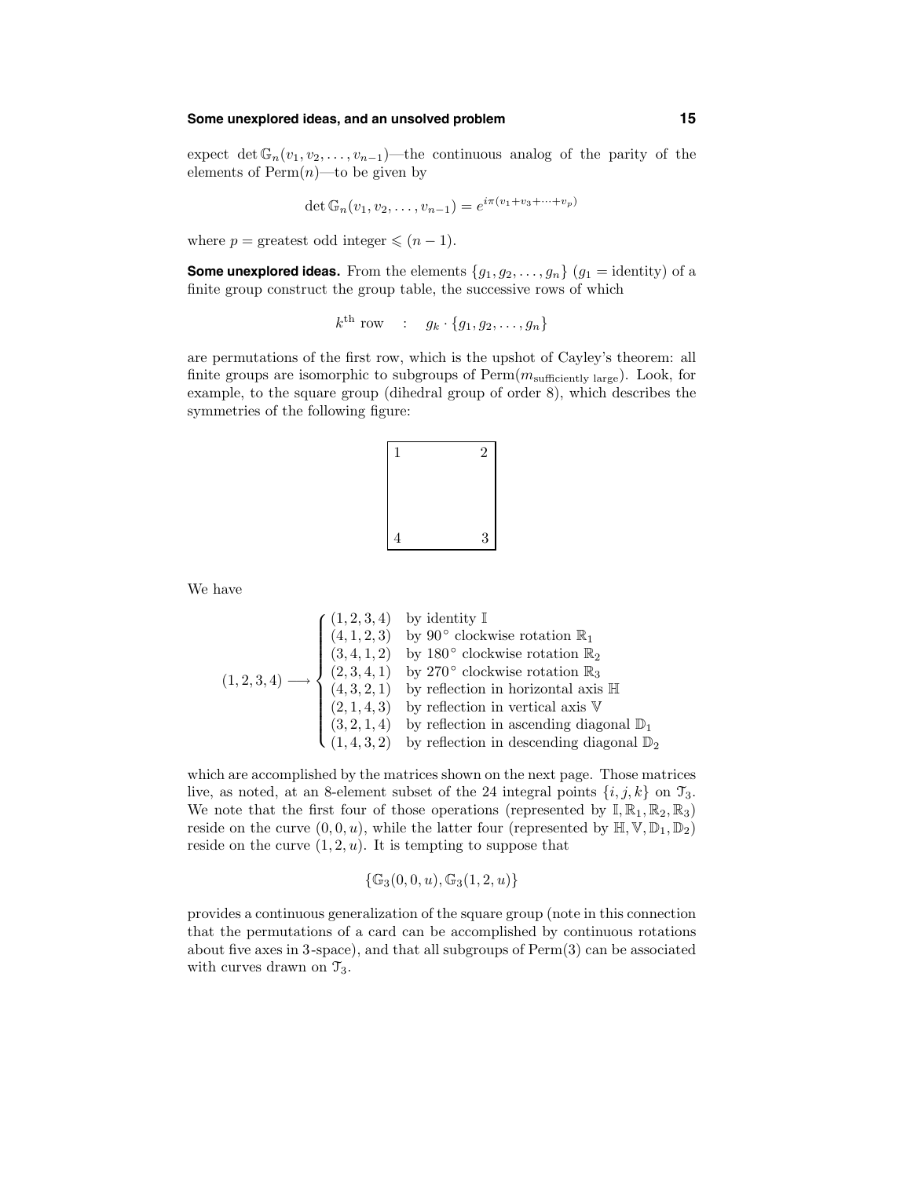expect $\det \mathbb{G}_n(v_1, v_2, \ldots, v_{n-1})$—the continuous analog of the parity of the elements of Perm($n$)—to be given by

$$\det \mathbb{G}_n(v_1, v_2, \ldots, v_{n-1}) = e^{i\pi(v_1+v_3+\cdots+v_p)}$$

where $p$ = greatest odd integer $\leqslant (n-1)$.

**Some unexplored ideas.** From the elements $\{g_1, g_2, \ldots, g_n\}$ ($g_1$ = identity) of a finite group construct the group table, the successive rows of which

$$k^{\text{th}} \text{ row} \quad : \quad g_k \cdot \{g_1, g_2, \ldots, g_n\}$$

are permutations of the first row, which is the upshot of Cayley's theorem: all finite groups are isomorphic to subgroups of Perm($m_{\text{sufficiently large}}$). Look, for example, to the square group (dihedral group of order 8), which describes the symmetries of the following figure:

```
+-----------+
| 1       2 |
|           |
|           |
| 4       3 |
+-----------+
```

We have

$$(1,2,3,4) \longrightarrow \begin{cases} (1,2,3,4) & \text{by identity } \mathbb{I} \\ (4,1,2,3) & \text{by } 90^\circ \text{ clockwise rotation } \mathbb{R}_1 \\ (3,4,1,2) & \text{by } 180^\circ \text{ clockwise rotation } \mathbb{R}_2 \\ (2,3,4,1) & \text{by } 270^\circ \text{ clockwise rotation } \mathbb{R}_3 \\ (4,3,2,1) & \text{by reflection in horizontal axis } \mathbb{H} \\ (2,1,4,3) & \text{by reflection in vertical axis } \mathbb{V} \\ (3,2,1,4) & \text{by reflection in ascending diagonal } \mathbb{D}_1 \\ (1,4,3,2) & \text{by reflection in descending diagonal } \mathbb{D}_2 \end{cases}$$

which are accomplished by the matrices shown on the next page. Those matrices live, as noted, at an 8-element subset of the 24 integral points $\{i, j, k\}$ on $\mathcal{T}_3$. We note that the first four of those operations (represented by $\mathbb{I}, \mathbb{R}_1, \mathbb{R}_2, \mathbb{R}_3$) reside on the curve $(0, 0, u)$, while the latter four (represented by $\mathbb{H}, \mathbb{V}, \mathbb{D}_1, \mathbb{D}_2$) reside on the curve $(1, 2, u)$. It is tempting to suppose that

$$\{\mathbb{G}_3(0, 0, u), \mathbb{G}_3(1, 2, u)\}$$

provides a continuous generalization of the square group (note in this connection that the permutations of a card can be accomplished by continuous rotations about five axes in 3-space), and that all subgroups of Perm(3) can be associated with curves drawn on $\mathcal{T}_3$.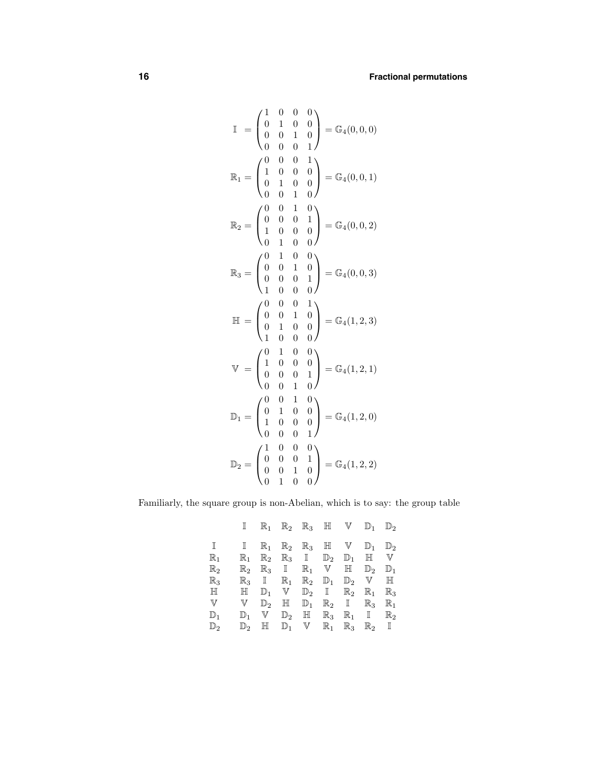$$\mathbb{I} \;= \begin{pmatrix} 1 & 0 & 0 & 0 \\ 0 & 1 & 0 & 0 \\ 0 & 0 & 1 & 0 \\ 0 & 0 & 0 & 1 \end{pmatrix} = \mathbb{G}_4(0,0,0)$$

$$\mathbb{R}_1 = \begin{pmatrix} 0 & 0 & 0 & 1 \\ 1 & 0 & 0 & 0 \\ 0 & 1 & 0 & 0 \\ 0 & 0 & 1 & 0 \end{pmatrix} = \mathbb{G}_4(0,0,1)$$

$$\mathbb{R}_2 = \begin{pmatrix} 0 & 0 & 1 & 0 \\ 0 & 0 & 0 & 1 \\ 1 & 0 & 0 & 0 \\ 0 & 1 & 0 & 0 \end{pmatrix} = \mathbb{G}_4(0,0,2)$$

$$\mathbb{R}_3 = \begin{pmatrix} 0 & 1 & 0 & 0 \\ 0 & 0 & 1 & 0 \\ 0 & 0 & 0 & 1 \\ 1 & 0 & 0 & 0 \end{pmatrix} = \mathbb{G}_4(0,0,3)$$

$$\mathbb{H} \;= \begin{pmatrix} 0 & 0 & 0 & 1 \\ 0 & 0 & 1 & 0 \\ 0 & 1 & 0 & 0 \\ 1 & 0 & 0 & 0 \end{pmatrix} = \mathbb{G}_4(1,2,3)$$

$$\mathbb{V} \;= \begin{pmatrix} 0 & 1 & 0 & 0 \\ 1 & 0 & 0 & 0 \\ 0 & 0 & 0 & 1 \\ 0 & 0 & 1 & 0 \end{pmatrix} = \mathbb{G}_4(1,2,1)$$

$$\mathbb{D}_1 = \begin{pmatrix} 0 & 0 & 1 & 0 \\ 0 & 1 & 0 & 0 \\ 1 & 0 & 0 & 0 \\ 0 & 0 & 0 & 1 \end{pmatrix} = \mathbb{G}_4(1,2,0)$$

$$\mathbb{D}_2 = \begin{pmatrix} 1 & 0 & 0 & 0 \\ 0 & 0 & 0 & 1 \\ 0 & 0 & 1 & 0 \\ 0 & 1 & 0 & 0 \end{pmatrix} = \mathbb{G}_4(1,2,2)$$

Familiarly, the square group is non-Abelian, which is to say: the group table

| | $\mathbb{I}$ | $\mathbb{R}_1$ | $\mathbb{R}_2$ | $\mathbb{R}_3$ | $\mathbb{H}$ | $\mathbb{V}$ | $\mathbb{D}_1$ | $\mathbb{D}_2$ |
|---|---|---|---|---|---|---|---|---|
| $\mathbb{I}$ | $\mathbb{I}$ | $\mathbb{R}_1$ | $\mathbb{R}_2$ | $\mathbb{R}_3$ | $\mathbb{H}$ | $\mathbb{V}$ | $\mathbb{D}_1$ | $\mathbb{D}_2$ |
| $\mathbb{R}_1$ | $\mathbb{R}_1$ | $\mathbb{R}_2$ | $\mathbb{R}_3$ | $\mathbb{I}$ | $\mathbb{D}_2$ | $\mathbb{D}_1$ | $\mathbb{H}$ | $\mathbb{V}$ |
| $\mathbb{R}_2$ | $\mathbb{R}_2$ | $\mathbb{R}_3$ | $\mathbb{I}$ | $\mathbb{R}_1$ | $\mathbb{V}$ | $\mathbb{H}$ | $\mathbb{D}_2$ | $\mathbb{D}_1$ |
| $\mathbb{R}_3$ | $\mathbb{R}_3$ | $\mathbb{I}$ | $\mathbb{R}_1$ | $\mathbb{R}_2$ | $\mathbb{D}_1$ | $\mathbb{D}_2$ | $\mathbb{V}$ | $\mathbb{H}$ |
| $\mathbb{H}$ | $\mathbb{H}$ | $\mathbb{D}_1$ | $\mathbb{V}$ | $\mathbb{D}_2$ | $\mathbb{I}$ | $\mathbb{R}_2$ | $\mathbb{R}_1$ | $\mathbb{R}_3$ |
| $\mathbb{V}$ | $\mathbb{V}$ | $\mathbb{D}_2$ | $\mathbb{H}$ | $\mathbb{D}_1$ | $\mathbb{R}_2$ | $\mathbb{I}$ | $\mathbb{R}_3$ | $\mathbb{R}_1$ |
| $\mathbb{D}_1$ | $\mathbb{D}_1$ | $\mathbb{V}$ | $\mathbb{D}_2$ | $\mathbb{H}$ | $\mathbb{R}_3$ | $\mathbb{R}_1$ | $\mathbb{I}$ | $\mathbb{R}_2$ |
| $\mathbb{D}_2$ | $\mathbb{D}_2$ | $\mathbb{H}$ | $\mathbb{D}_1$ | $\mathbb{V}$ | $\mathbb{R}_1$ | $\mathbb{R}_3$ | $\mathbb{R}_2$ | $\mathbb{I}$ |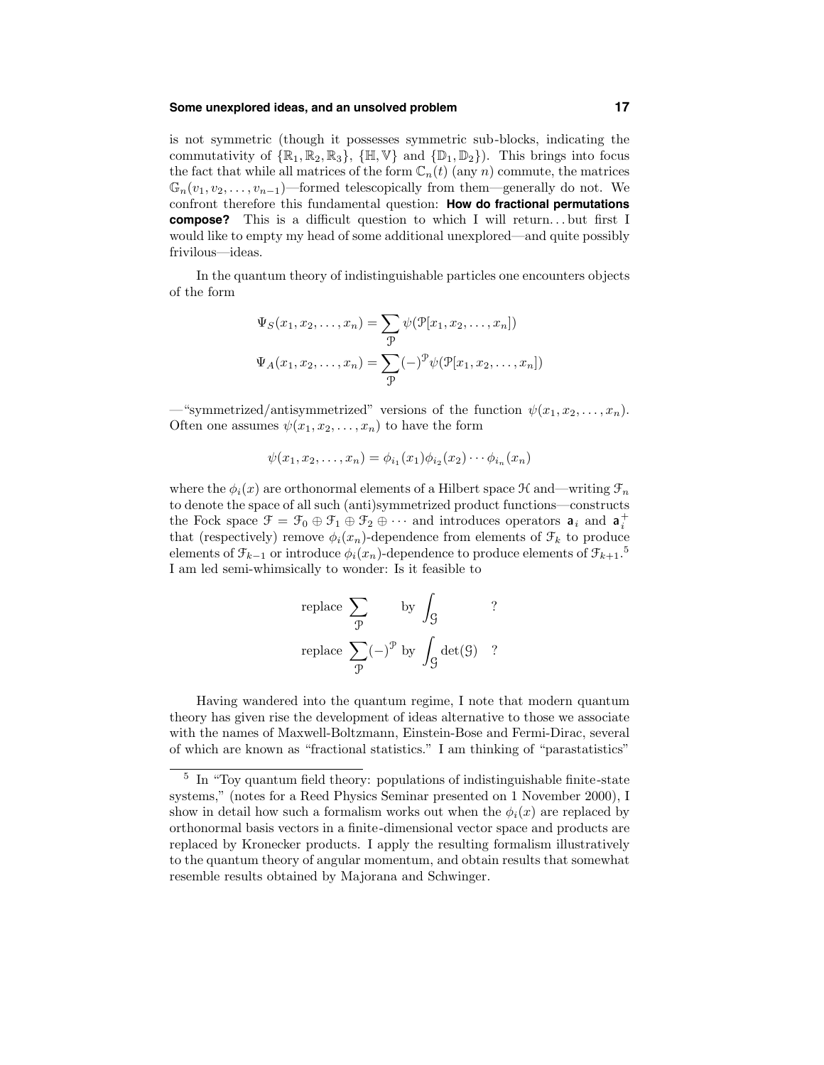is not symmetric (though it possesses symmetric sub-blocks, indicating the commutativity of $\{\mathbb{R}_1, \mathbb{R}_2, \mathbb{R}_3\}$, $\{\mathbb{H}, \mathbb{V}\}$ and $\{\mathbb{D}_1, \mathbb{D}_2\}$). This brings into focus the fact that while all matrices of the form $\mathbb{C}_n(t)$ (any $n$) commute, the matrices $\mathbb{G}_n(v_1, v_2, \ldots, v_{n-1})$—formed telescopically from them—generally do not. We confront therefore this fundamental question: **How do fractional permutations compose?** This is a difficult question to which I will return… but first I would like to empty my head of some additional unexplored—and quite possibly frivilous—ideas.

In the quantum theory of indistinguishable particles one encounters objects of the form

$$\Psi_S(x_1, x_2, \ldots, x_n) = \sum_{\mathcal{P}} \psi(\mathcal{P}[x_1, x_2, \ldots, x_n])$$

$$\Psi_A(x_1, x_2, \ldots, x_n) = \sum_{\mathcal{P}} (-)^{\mathcal{P}} \psi(\mathcal{P}[x_1, x_2, \ldots, x_n])$$

—"symmetrized/antisymmetrized" versions of the function $\psi(x_1, x_2, \ldots, x_n)$. Often one assumes $\psi(x_1, x_2, \ldots, x_n)$ to have the form

$$\psi(x_1, x_2, \ldots, x_n) = \phi_{i_1}(x_1)\phi_{i_2}(x_2)\cdots\phi_{i_n}(x_n)$$

where the $\phi_i(x)$ are orthonormal elements of a Hilbert space $\mathcal{H}$ and—writing $\mathcal{F}_n$ to denote the space of all such (anti)symmetrized product functions—constructs the Fock space $\mathcal{F} = \mathcal{F}_0 \oplus \mathcal{F}_1 \oplus \mathcal{F}_2 \oplus \cdots$ and introduces operators $\mathbf{a}_i$ and $\mathbf{a}_i^+$ that (respectively) remove $\phi_i(x_n)$-dependence from elements of $\mathcal{F}_k$ to produce elements of $\mathcal{F}_{k-1}$ or introduce $\phi_i(x_n)$-dependence to produce elements of $\mathcal{F}_{k+1}$.[5] I am led semi-whimsically to wonder: Is it feasible to

$$\text{replace } \sum_{\mathcal{P}} \qquad \text{by } \int_{\mathcal{G}} \qquad ?$$

$$\text{replace } \sum_{\mathcal{P}} (-)^{\mathcal{P}} \text{ by } \int_{\mathcal{G}} \det(\mathcal{G}) \quad ?$$

Having wandered into the quantum regime, I note that modern quantum theory has given rise the development of ideas alternative to those we associate with the names of Maxwell-Boltzmann, Einstein-Bose and Fermi-Dirac, several of which are known as "fractional statistics." I am thinking of "parastatistics"

---

[5] In "Toy quantum field theory: populations of indistinguishable finite-state systems," (notes for a Reed Physics Seminar presented on 1 November 2000), I show in detail how such a formalism works out when the $\phi_i(x)$ are replaced by orthonormal basis vectors in a finite-dimensional vector space and products are replaced by Kronecker products. I apply the resulting formalism illustratively to the quantum theory of angular momentum, and obtain results that somewhat resemble results obtained by Majorana and Schwinger.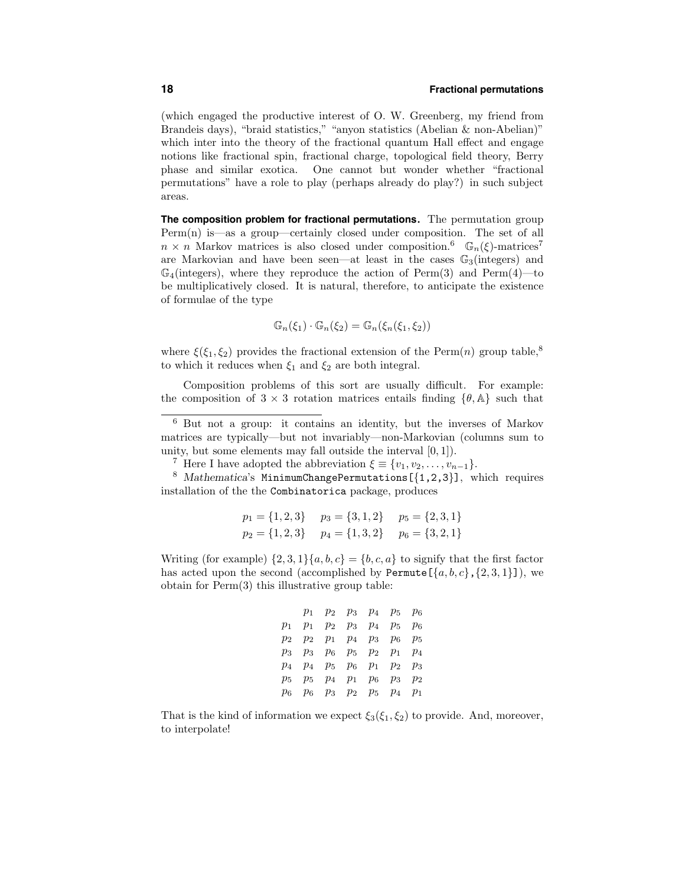(which engaged the productive interest of O. W. Greenberg, my friend from Brandeis days), "braid statistics," "anyon statistics (Abelian & non-Abelian)" which inter into the theory of the fractional quantum Hall effect and engage notions like fractional spin, fractional charge, topological field theory, Berry phase and similar exotica. One cannot but wonder whether "fractional permutations" have a role to play (perhaps already do play?) in such subject areas.

**The composition problem for fractional permutations.** The permutation group Perm(n) is—as a group—certainly closed under composition. The set of all $n \times n$ Markov matrices is also closed under composition.[6] $\mathbb{G}_n(\xi)$-matrices[7] are Markovian and have been seen—at least in the cases $\mathbb{G}_3$(integers) and $\mathbb{G}_4$(integers), where they reproduce the action of Perm(3) and Perm(4)—to be multiplicatively closed. It is natural, therefore, to anticipate the existence of formulae of the type

$$\mathbb{G}_n(\xi_1) \cdot \mathbb{G}_n(\xi_2) = \mathbb{G}_n(\xi_n(\xi_1, \xi_2))$$

where $\xi(\xi_1, \xi_2)$ provides the fractional extension of the Perm($n$) group table,[8] to which it reduces when $\xi_1$ and $\xi_2$ are both integral.

Composition problems of this sort are usually difficult. For example: the composition of $3 \times 3$ rotation matrices entails finding $\{\theta, \mathbb{A}\}$ such that

---

[6] But not a group: it contains an identity, but the inverses of Markov matrices are typically—but not invariably—non-Markovian (columns sum to unity, but some elements may fall outside the interval $[0, 1]$).

[7] Here I have adopted the abbreviation $\xi \equiv \{v_1, v_2, \ldots, v_{n-1}\}$.

[8] *Mathematica*'s `MinimumChangePermutations[{1,2,3}]`, which requires installation of the the `Combinatorica` package, produces

$$\begin{aligned} p_1 &= \{1,2,3\} & p_3 &= \{3,1,2\} & p_5 &= \{2,3,1\} \\ p_2 &= \{1,2,3\} & p_4 &= \{1,3,2\} & p_6 &= \{3,2,1\} \end{aligned}$$

Writing (for example) $\{2,3,1\}\{a,b,c\} = \{b,c,a\}$ to signify that the first factor has acted upon the second (accomplished by `Permute[{a,b,c},{2,3,1}]`), we obtain for Perm(3) this illustrative group table:

| | $p_1$ | $p_2$ | $p_3$ | $p_4$ | $p_5$ | $p_6$ |
|---|---|---|---|---|---|---|
| $p_1$ | $p_1$ | $p_2$ | $p_3$ | $p_4$ | $p_5$ | $p_6$ |
| $p_2$ | $p_2$ | $p_1$ | $p_4$ | $p_3$ | $p_6$ | $p_5$ |
| $p_3$ | $p_3$ | $p_6$ | $p_5$ | $p_2$ | $p_1$ | $p_4$ |
| $p_4$ | $p_4$ | $p_5$ | $p_6$ | $p_1$ | $p_2$ | $p_3$ |
| $p_5$ | $p_5$ | $p_4$ | $p_1$ | $p_6$ | $p_3$ | $p_2$ |
| $p_6$ | $p_6$ | $p_3$ | $p_2$ | $p_5$ | $p_4$ | $p_1$ |

That is the kind of information we expect $\xi_3(\xi_1, \xi_2)$ to provide. And, moreover, to interpolate!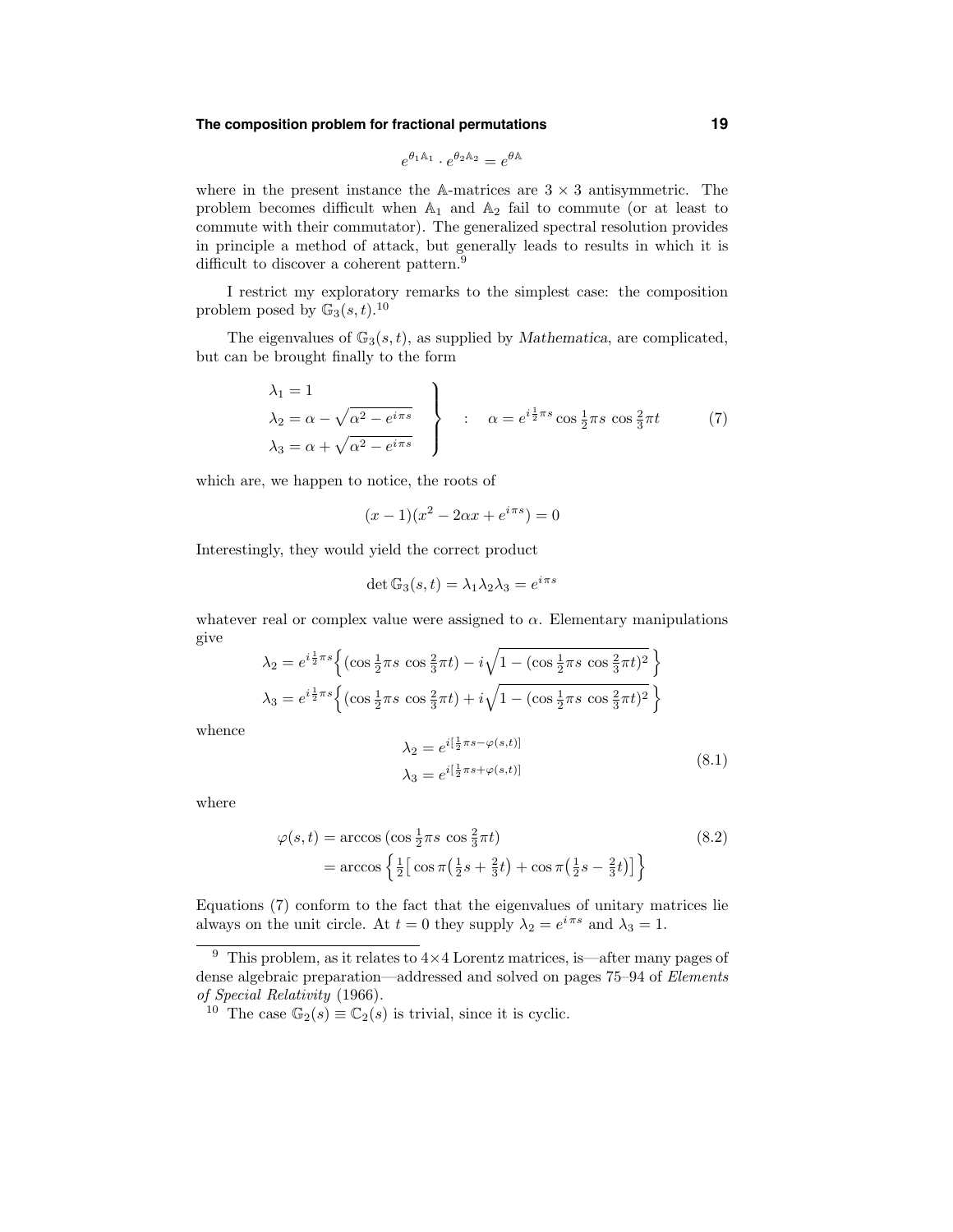$$e^{\theta_1 \mathbb{A}_1} \cdot e^{\theta_2 \mathbb{A}_2} = e^{\theta \mathbb{A}}$$

where in the present instance the $\mathbb{A}$-matrices are $3 \times 3$ antisymmetric. The problem becomes difficult when $\mathbb{A}_1$ and $\mathbb{A}_2$ fail to commute (or at least to commute with their commutator). The generalized spectral resolution provides in principle a method of attack, but generally leads to results in which it is difficult to discover a coherent pattern.[9]

I restrict my exploratory remarks to the simplest case: the composition problem posed by $\mathbb{G}_3(s,t)$.[10]

The eigenvalues of $\mathbb{G}_3(s,t)$, as supplied by *Mathematica*, are complicated, but can be brought finally to the form

$$\left.\begin{aligned} \lambda_1 &= 1 \\ \lambda_2 &= \alpha - \sqrt{\alpha^2 - e^{i\pi s}} \\ \lambda_3 &= \alpha + \sqrt{\alpha^2 - e^{i\pi s}} \end{aligned}\right\} \quad : \quad \alpha = e^{i\frac{1}{2}\pi s} \cos \tfrac{1}{2}\pi s \, \cos \tfrac{2}{3}\pi t \tag{7}$$

which are, we happen to notice, the roots of

$$(x-1)(x^2 - 2\alpha x + e^{i\pi s}) = 0$$

Interestingly, they would yield the correct product

$$\det \mathbb{G}_3(s,t) = \lambda_1 \lambda_2 \lambda_3 = e^{i\pi s}$$

whatever real or complex value were assigned to $\alpha$. Elementary manipulations give

$$\lambda_2 = e^{i\frac{1}{2}\pi s}\Big\{(\cos \tfrac{1}{2}\pi s \, \cos \tfrac{2}{3}\pi t) - i\sqrt{1 - (\cos \tfrac{1}{2}\pi s \, \cos \tfrac{2}{3}\pi t)^2}\,\Big\}$$

$$\lambda_3 = e^{i\frac{1}{2}\pi s}\Big\{(\cos \tfrac{1}{2}\pi s \, \cos \tfrac{2}{3}\pi t) + i\sqrt{1 - (\cos \tfrac{1}{2}\pi s \, \cos \tfrac{2}{3}\pi t)^2}\,\Big\}$$

whence

$$\begin{aligned} \lambda_2 &= e^{i[\frac{1}{2}\pi s - \varphi(s,t)]} \\ \lambda_3 &= e^{i[\frac{1}{2}\pi s + \varphi(s,t)]} \end{aligned} \tag{8.1}$$

where

$$\begin{aligned} \varphi(s,t) &= \arccos\,(\cos \tfrac{1}{2}\pi s \, \cos \tfrac{2}{3}\pi t) \\ &= \arccos\Big\{\tfrac{1}{2}\big[\cos \pi\big(\tfrac{1}{2}s + \tfrac{2}{3}t\big) + \cos \pi\big(\tfrac{1}{2}s - \tfrac{2}{3}t\big)\big]\Big\} \end{aligned} \tag{8.2}$$

Equations (7) conform to the fact that the eigenvalues of unitary matrices lie always on the unit circle. At $t = 0$ they supply $\lambda_2 = e^{i\pi s}$ and $\lambda_3 = 1$.

---

[9] This problem, as it relates to $4\times 4$ Lorentz matrices, is—after many pages of dense algebraic preparation—addressed and solved on pages 75–94 of *Elements of Special Relativity* (1966).

[10] The case $\mathbb{G}_2(s) \equiv \mathbb{C}_2(s)$ is trivial, since it is cyclic.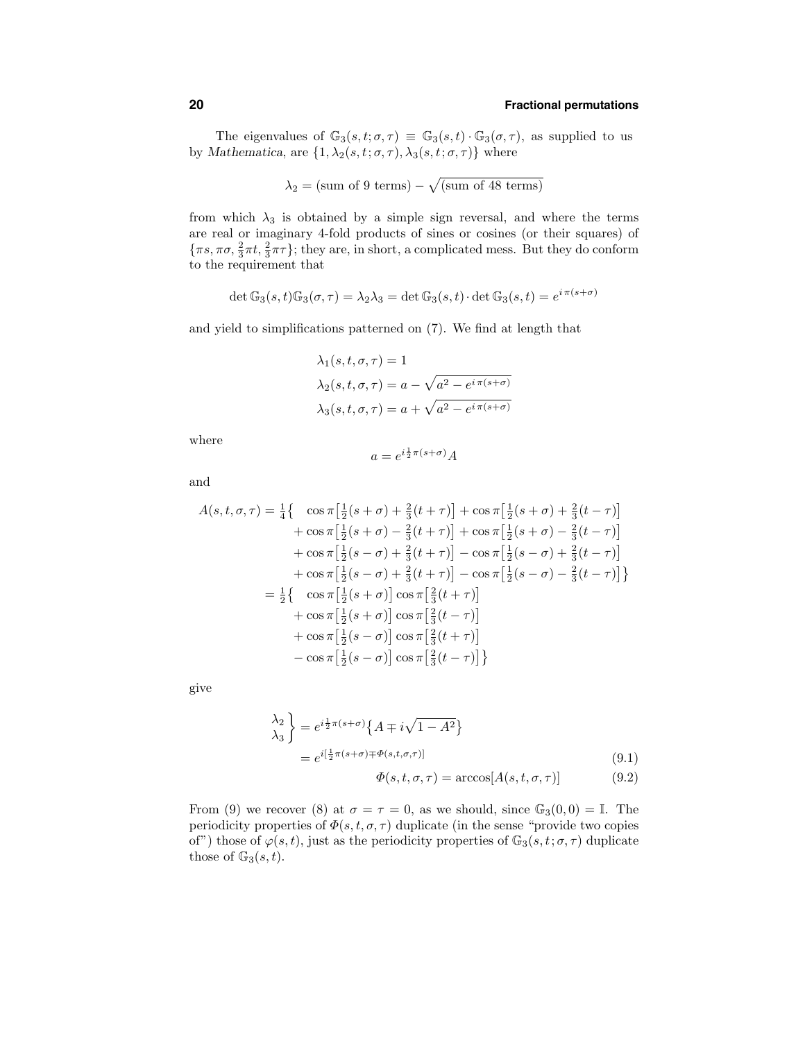The eigenvalues of $\mathbb{G}_3(s,t;\sigma,\tau) \equiv \mathbb{G}_3(s,t)\cdot\mathbb{G}_3(\sigma,\tau)$, as supplied to us by *Mathematica*, are $\{1, \lambda_2(s,t;\sigma,\tau), \lambda_3(s,t;\sigma,\tau)\}$ where

$$\lambda_2 = (\text{sum of 9 terms}) - \sqrt{(\text{sum of 48 terms})}$$

from which $\lambda_3$ is obtained by a simple sign reversal, and where the terms are real or imaginary 4-fold products of sines or cosines (or their squares) of $\{\pi s, \pi\sigma, \tfrac{2}{3}\pi t, \tfrac{2}{3}\pi\tau\}$; they are, in short, a complicated mess. But they do conform to the requirement that

$$\det\mathbb{G}_3(s,t)\mathbb{G}_3(\sigma,\tau) = \lambda_2\lambda_3 = \det\mathbb{G}_3(s,t)\cdot\det\mathbb{G}_3(s,t) = e^{i\,\pi(s+\sigma)}$$

and yield to simplifications patterned on (7). We find at length that

$$\begin{aligned}
\lambda_1(s,t,\sigma,\tau) &= 1\\
\lambda_2(s,t,\sigma,\tau) &= a - \sqrt{a^2 - e^{i\,\pi(s+\sigma)}}\\
\lambda_3(s,t,\sigma,\tau) &= a + \sqrt{a^2 - e^{i\,\pi(s+\sigma)}}
\end{aligned}$$

where

$$a = e^{i\frac{1}{2}\pi(s+\sigma)}A$$

and

$$\begin{aligned}
A(s,t,\sigma,\tau) = \tfrac{1}{4}\big\{ &\cos\pi\big[\tfrac{1}{2}(s+\sigma)+\tfrac{2}{3}(t+\tau)\big] + \cos\pi\big[\tfrac{1}{2}(s+\sigma)+\tfrac{2}{3}(t-\tau)\big]\\
&+ \cos\pi\big[\tfrac{1}{2}(s+\sigma)-\tfrac{2}{3}(t+\tau)\big] + \cos\pi\big[\tfrac{1}{2}(s+\sigma)-\tfrac{2}{3}(t-\tau)\big]\\
&+ \cos\pi\big[\tfrac{1}{2}(s-\sigma)+\tfrac{2}{3}(t+\tau)\big] - \cos\pi\big[\tfrac{1}{2}(s-\sigma)+\tfrac{2}{3}(t-\tau)\big]\\
&+ \cos\pi\big[\tfrac{1}{2}(s-\sigma)+\tfrac{2}{3}(t+\tau)\big] - \cos\pi\big[\tfrac{1}{2}(s-\sigma)-\tfrac{2}{3}(t-\tau)\big]\big\}\\
= \tfrac{1}{2}\big\{ &\cos\pi\big[\tfrac{1}{2}(s+\sigma)\big]\cos\pi\big[\tfrac{2}{3}(t+\tau)\big]\\
&+ \cos\pi\big[\tfrac{1}{2}(s+\sigma)\big]\cos\pi\big[\tfrac{2}{3}(t-\tau)\big]\\
&+ \cos\pi\big[\tfrac{1}{2}(s-\sigma)\big]\cos\pi\big[\tfrac{2}{3}(t+\tau)\big]\\
&- \cos\pi\big[\tfrac{1}{2}(s-\sigma)\big]\cos\pi\big[\tfrac{2}{3}(t-\tau)\big]\big\}
\end{aligned}$$

give

$$\left.\begin{matrix}\lambda_2\\ \lambda_3\end{matrix}\right\} = e^{i\frac{1}{2}\pi(s+\sigma)}\big\{A \mp i\sqrt{1-A^2}\big\}$$

$$= e^{i[\frac{1}{2}\pi(s+\sigma)\mp\Phi(s,t,\sigma,\tau)]} \tag{9.1}$$

$$\Phi(s,t,\sigma,\tau) = \arccos[A(s,t,\sigma,\tau)] \tag{9.2}$$

From (9) we recover (8) at $\sigma = \tau = 0$, as we should, since $\mathbb{G}_3(0,0) = \mathbb{I}$. The periodicity properties of $\Phi(s,t,\sigma,\tau)$ duplicate (in the sense "provide two copies of") those of $\varphi(s,t)$, just as the periodicity properties of $\mathbb{G}_3(s,t;\sigma,\tau)$ duplicate those of $\mathbb{G}_3(s,t)$.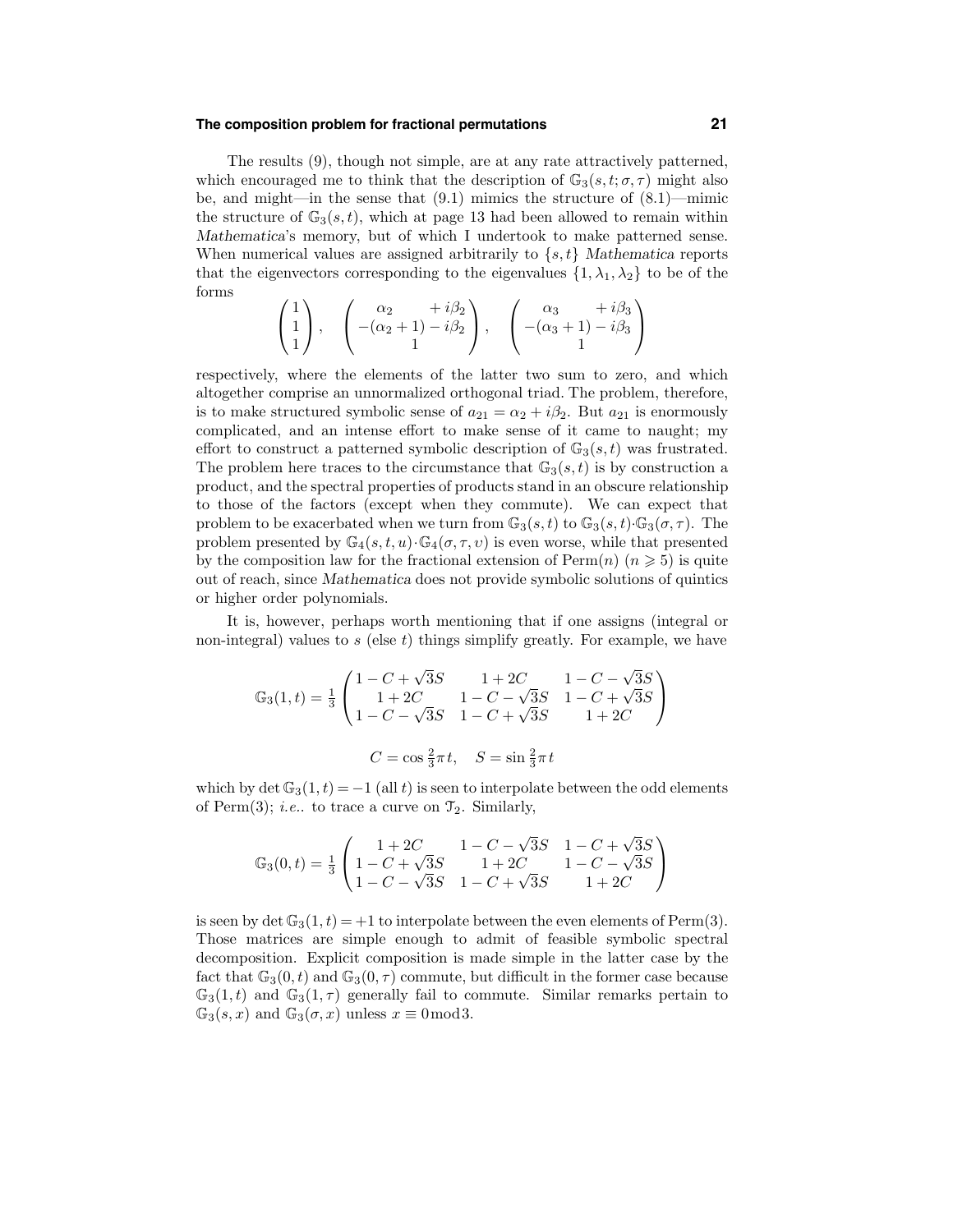The results (9), though not simple, are at any rate attractively patterned, which encouraged me to think that the description of $\mathbb{G}_3(s,t;\sigma,\tau)$ might also be, and might—in the sense that (9.1) mimics the structure of (8.1)—mimic the structure of $\mathbb{G}_3(s,t)$, which at page 13 had been allowed to remain within *Mathematica*'s memory, but of which I undertook to make patterned sense. When numerical values are assigned arbitrarily to $\{s,t\}$ *Mathematica* reports that the eigenvectors corresponding to the eigenvalues $\{1,\lambda_1,\lambda_2\}$ to be of the forms

$$\begin{pmatrix}1\\1\\1\end{pmatrix},\quad \begin{pmatrix}\alpha_2 & +i\beta_2\\ -(\alpha_2+1)-i\beta_2\\ 1\end{pmatrix},\quad \begin{pmatrix}\alpha_3 & +i\beta_3\\ -(\alpha_3+1)-i\beta_3\\ 1\end{pmatrix}$$

respectively, where the elements of the latter two sum to zero, and which altogether comprise an unnormalized orthogonal triad. The problem, therefore, is to make structured symbolic sense of $a_{21}=\alpha_2+i\beta_2$. But $a_{21}$ is enormously complicated, and an intense effort to make sense of it came to naught; my effort to construct a patterned symbolic description of $\mathbb{G}_3(s,t)$ was frustrated. The problem here traces to the circumstance that $\mathbb{G}_3(s,t)$ is by construction a product, and the spectral properties of products stand in an obscure relationship to those of the factors (except when they commute). We can expect that problem to be exacerbated when we turn from $\mathbb{G}_3(s,t)$ to $\mathbb{G}_3(s,t)\cdot\mathbb{G}_3(\sigma,\tau)$. The problem presented by $\mathbb{G}_4(s,t,u)\cdot\mathbb{G}_4(\sigma,\tau,\upsilon)$ is even worse, while that presented by the composition law for the fractional extension of Perm$(n)$ $(n\geqslant 5)$ is quite out of reach, since *Mathematica* does not provide symbolic solutions of quintics or higher order polynomials.

It is, however, perhaps worth mentioning that if one assigns (integral or non-integral) values to $s$ (else $t$) things simplify greatly. For example, we have

$$\mathbb{G}_3(1,t)=\tfrac{1}{3}\begin{pmatrix}1-C+\sqrt{3}S & 1+2C & 1-C-\sqrt{3}S\\ 1+2C & 1-C-\sqrt{3}S & 1-C+\sqrt{3}S\\ 1-C-\sqrt{3}S & 1-C+\sqrt{3}S & 1+2C\end{pmatrix}$$

$$C=\cos\tfrac{2}{3}\pi t,\quad S=\sin\tfrac{2}{3}\pi t$$

which by $\det\mathbb{G}_3(1,t)=-1$ (all $t$) is seen to interpolate between the odd elements of Perm(3); *i.e.*. to trace a curve on $\mathcal{T}_2$. Similarly,

$$\mathbb{G}_3(0,t)=\tfrac{1}{3}\begin{pmatrix}1+2C & 1-C-\sqrt{3}S & 1-C+\sqrt{3}S\\ 1-C+\sqrt{3}S & 1+2C & 1-C-\sqrt{3}S\\ 1-C-\sqrt{3}S & 1-C+\sqrt{3}S & 1+2C\end{pmatrix}$$

is seen by $\det\mathbb{G}_3(1,t)=+1$ to interpolate between the even elements of Perm(3). Those matrices are simple enough to admit of feasible symbolic spectral decomposition. Explicit composition is made simple in the latter case by the fact that $\mathbb{G}_3(0,t)$ and $\mathbb{G}_3(0,\tau)$ commute, but difficult in the former case because $\mathbb{G}_3(1,t)$ and $\mathbb{G}_3(1,\tau)$ generally fail to commute. Similar remarks pertain to $\mathbb{G}_3(s,x)$ and $\mathbb{G}_3(\sigma,x)$ unless $x\equiv 0 \bmod 3$.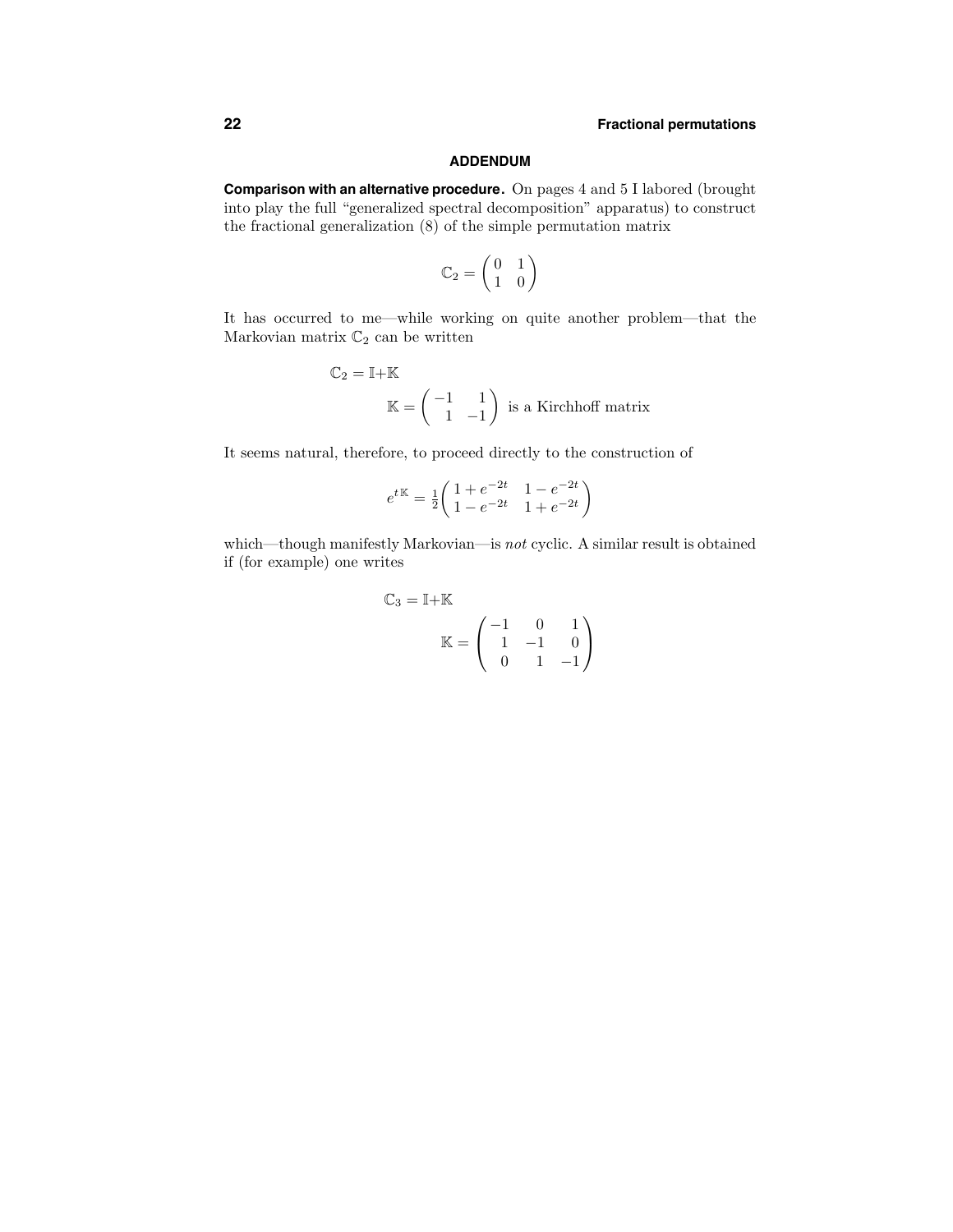## ADDENDUM

**Comparison with an alternative procedure.** On pages 4 and 5 I labored (brought into play the full "generalized spectral decomposition" apparatus) to construct the fractional generalization (8) of the simple permutation matrix

$$\mathbb{C}_2 = \begin{pmatrix} 0 & 1 \\ 1 & 0 \end{pmatrix}$$

It has occurred to me—while working on quite another problem—that the Markovian matrix $\mathbb{C}_2$ can be written

$$\begin{aligned} \mathbb{C}_2 &= \mathbb{I} + \mathbb{K} \\ \mathbb{K} &= \begin{pmatrix} -1 & 1 \\ 1 & -1 \end{pmatrix} \text{ is a Kirchhoff matrix} \end{aligned}$$

It seems natural, therefore, to proceed directly to the construction of

$$e^{t\,\mathbb{K}} = \tfrac{1}{2}\begin{pmatrix} 1 + e^{-2t} & 1 - e^{-2t} \\ 1 - e^{-2t} & 1 + e^{-2t} \end{pmatrix}$$

which—though manifestly Markovian—is *not* cyclic. A similar result is obtained if (for example) one writes

$$\begin{aligned} \mathbb{C}_3 &= \mathbb{I} + \mathbb{K} \\ \mathbb{K} &= \begin{pmatrix} -1 & 0 & 1 \\ 1 & -1 & 0 \\ 0 & 1 & -1 \end{pmatrix} \end{aligned}$$